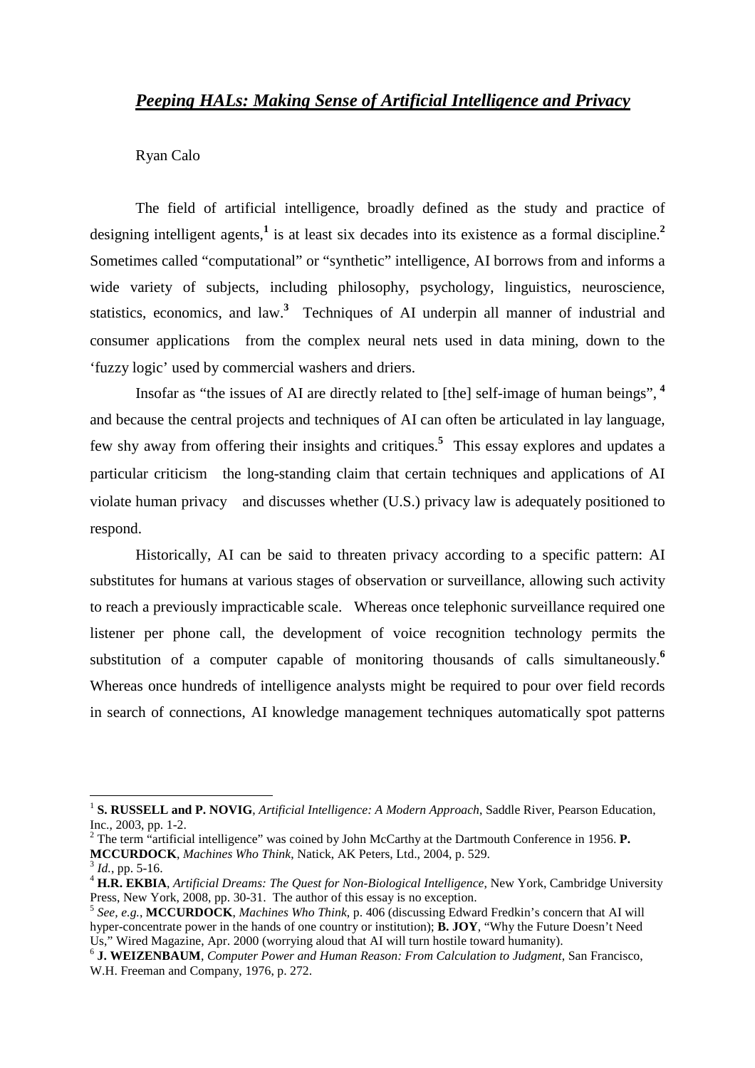# *Peeping HALs: Making Sense of Artificial Intelligence and Privacy*

Ryan Calo

The field of artificial intelligence, broadly defined as the study and practice of designing intelligent agents,[1] is at least six decades into its existence as a formal discipline.[2] Sometimes called "computational" or "synthetic" intelligence, AI borrows from and informs a wide variety of subjects, including philosophy, psychology, linguistics, neuroscience, statistics, economics, and law.[3] Techniques of AI underpin all manner of industrial and consumer applications from the complex neural nets used in data mining, down to the 'fuzzy logic' used by commercial washers and driers.

Insofar as "the issues of AI are directly related to [the] self-image of human beings", [4] and because the central projects and techniques of AI can often be articulated in lay language, few shy away from offering their insights and critiques.[5] This essay explores and updates a particular criticism the long-standing claim that certain techniques and applications of AI violate human privacy and discusses whether (U.S.) privacy law is adequately positioned to respond.

Historically, AI can be said to threaten privacy according to a specific pattern: AI substitutes for humans at various stages of observation or surveillance, allowing such activity to reach a previously impracticable scale. Whereas once telephonic surveillance required one listener per phone call, the development of voice recognition technology permits the substitution of a computer capable of monitoring thousands of calls simultaneously.[6] Whereas once hundreds of intelligence analysts might be required to pour over field records in search of connections, AI knowledge management techniques automatically spot patterns

---

[1] **S. RUSSELL and P. NOVIG**, *Artificial Intelligence: A Modern Approach*, Saddle River, Pearson Education, Inc., 2003, pp. 1-2.

[2] The term "artificial intelligence" was coined by John McCarthy at the Dartmouth Conference in 1956. **P. MCCURDOCK**, *Machines Who Think*, Natick, AK Peters, Ltd., 2004, p. 529.

[3] *Id.*, pp. 5-16.

[4] **H.R. EKBIA**, *Artificial Dreams: The Quest for Non-Biological Intelligence*, New York, Cambridge University Press, New York, 2008, pp. 30-31. The author of this essay is no exception.

[5] *See, e.g.*, **MCCURDOCK**, *Machines Who Think*, p. 406 (discussing Edward Fredkin's concern that AI will hyper-concentrate power in the hands of one country or institution); **B. JOY**, "Why the Future Doesn't Need Us," Wired Magazine, Apr. 2000 (worrying aloud that AI will turn hostile toward humanity).

[6] **J. WEIZENBAUM**, *Computer Power and Human Reason: From Calculation to Judgment*, San Francisco, W.H. Freeman and Company, 1976, p. 272.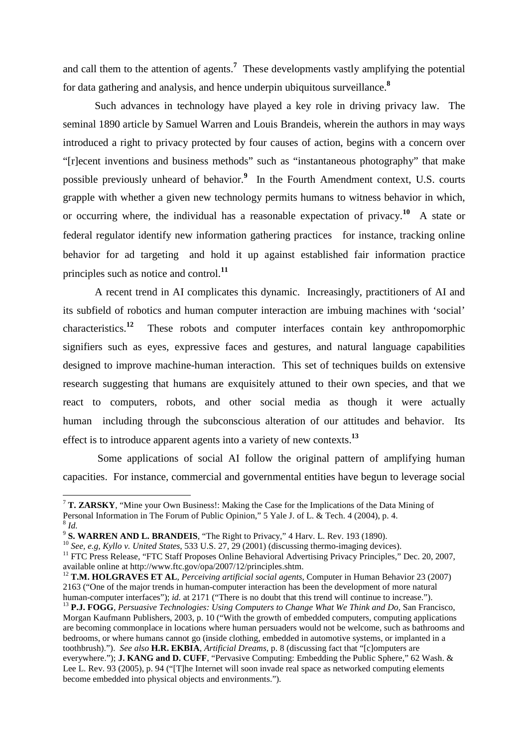and call them to the attention of agents.[7] These developments vastly amplifying the potential for data gathering and analysis, and hence underpin ubiquitous surveillance.[8]

Such advances in technology have played a key role in driving privacy law. The seminal 1890 article by Samuel Warren and Louis Brandeis, wherein the authors in may ways introduced a right to privacy protected by four causes of action, begins with a concern over "[r]ecent inventions and business methods" such as "instantaneous photography" that make possible previously unheard of behavior.[9] In the Fourth Amendment context, U.S. courts grapple with whether a given new technology permits humans to witness behavior in which, or occurring where, the individual has a reasonable expectation of privacy.[10] A state or federal regulator identify new information gathering practices for instance, tracking online behavior for ad targeting and hold it up against established fair information practice principles such as notice and control.[11]

A recent trend in AI complicates this dynamic. Increasingly, practitioners of AI and its subfield of robotics and human computer interaction are imbuing machines with 'social' characteristics.[12] These robots and computer interfaces contain key anthropomorphic signifiers such as eyes, expressive faces and gestures, and natural language capabilities designed to improve machine-human interaction. This set of techniques builds on extensive research suggesting that humans are exquisitely attuned to their own species, and that we react to computers, robots, and other social media as though it were actually human including through the subconscious alteration of our attitudes and behavior. Its effect is to introduce apparent agents into a variety of new contexts.[13]

Some applications of social AI follow the original pattern of amplifying human capacities. For instance, commercial and governmental entities have begun to leverage social

---

[7] **T. ZARSKY**, "Mine your Own Business!: Making the Case for the Implications of the Data Mining of Personal Information in The Forum of Public Opinion," 5 Yale J. of L. & Tech. 4 (2004), p. 4.

[8] *Id.*

[9] **S. WARREN AND L. BRANDEIS**, "The Right to Privacy," 4 Harv. L. Rev. 193 (1890).

[10] *See, e.g, Kyllo v. United States*, 533 U.S. 27, 29 (2001) (discussing thermo-imaging devices).

[11] FTC Press Release, "FTC Staff Proposes Online Behavioral Advertising Privacy Principles," Dec. 20, 2007, available online at http://www.ftc.gov/opa/2007/12/principles.shtm.

[12] **T.M. HOLGRAVES ET AL**, *Perceiving artificial social agents*, Computer in Human Behavior 23 (2007) 2163 ("One of the major trends in human-computer interaction has been the development of more natural human-computer interfaces"); *id.* at 2171 ("There is no doubt that this trend will continue to increase.").

[13] **P.J. FOGG**, *Persuasive Technologies: Using Computers to Change What We Think and Do*, San Francisco, Morgan Kaufmann Publishers, 2003, p. 10 ("With the growth of embedded computers, computing applications are becoming commonplace in locations where human persuaders would not be welcome, such as bathrooms and bedrooms, or where humans cannot go (inside clothing, embedded in automotive systems, or implanted in a toothbrush)."). *See also* **H.R. EKBIA**, *Artificial Dreams*, p. 8 (discussing fact that "[c]omputers are everywhere."); **J. KANG and D. CUFF**, "Pervasive Computing: Embedding the Public Sphere," 62 Wash. & Lee L. Rev. 93 (2005), p. 94 ("[T]he Internet will soon invade real space as networked computing elements become embedded into physical objects and environments.").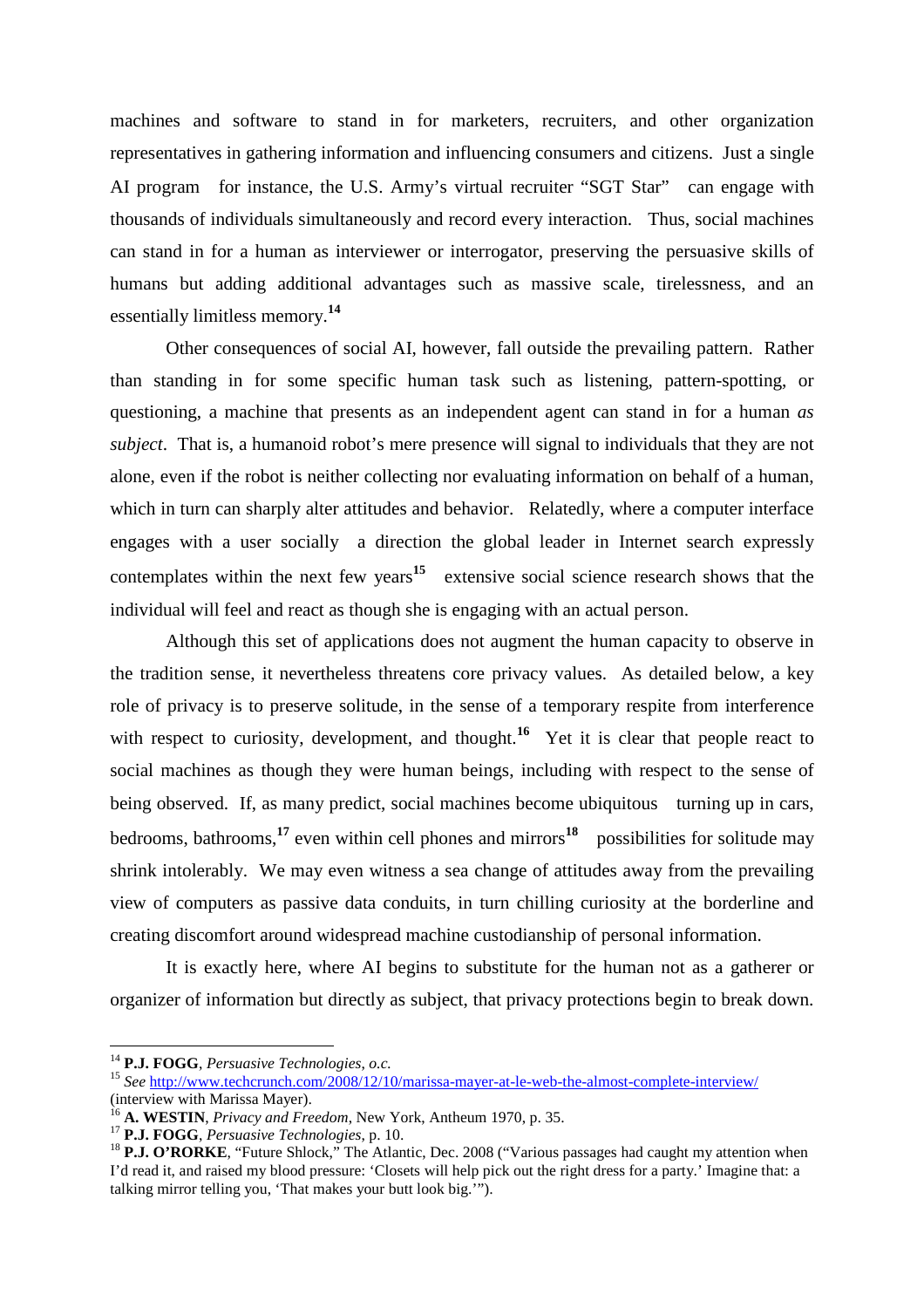machines and software to stand in for marketers, recruiters, and other organization representatives in gathering information and influencing consumers and citizens. Just a single AI program  for instance, the U.S. Army's virtual recruiter "SGT Star"  can engage with thousands of individuals simultaneously and record every interaction. Thus, social machines can stand in for a human as interviewer or interrogator, preserving the persuasive skills of humans but adding additional advantages such as massive scale, tirelessness, and an essentially limitless memory.[14]

Other consequences of social AI, however, fall outside the prevailing pattern. Rather than standing in for some specific human task such as listening, pattern-spotting, or questioning, a machine that presents as an independent agent can stand in for a human *as subject*. That is, a humanoid robot's mere presence will signal to individuals that they are not alone, even if the robot is neither collecting nor evaluating information on behalf of a human, which in turn can sharply alter attitudes and behavior. Relatedly, where a computer interface engages with a user socially  a direction the global leader in Internet search expressly contemplates within the next few years[15]  extensive social science research shows that the individual will feel and react as though she is engaging with an actual person.

Although this set of applications does not augment the human capacity to observe in the tradition sense, it nevertheless threatens core privacy values. As detailed below, a key role of privacy is to preserve solitude, in the sense of a temporary respite from interference with respect to curiosity, development, and thought.[16] Yet it is clear that people react to social machines as though they were human beings, including with respect to the sense of being observed. If, as many predict, social machines become ubiquitous  turning up in cars, bedrooms, bathrooms,[17] even within cell phones and mirrors[18]  possibilities for solitude may shrink intolerably. We may even witness a sea change of attitudes away from the prevailing view of computers as passive data conduits, in turn chilling curiosity at the borderline and creating discomfort around widespread machine custodianship of personal information.

It is exactly here, where AI begins to substitute for the human not as a gatherer or organizer of information but directly as subject, that privacy protections begin to break down.

---

[14] **P.J. FOGG**, *Persuasive Technologies*, *o.c.*

[15] *See* http://www.techcrunch.com/2008/12/10/marissa-mayer-at-le-web-the-almost-complete-interview/ (interview with Marissa Mayer).

[16] **A. WESTIN**, *Privacy and Freedom*, New York, Antheum 1970, p. 35.

[17] **P.J. FOGG**, *Persuasive Technologies*, p. 10.

[18] **P.J. O'RORKE**, "Future Shlock," The Atlantic, Dec. 2008 ("Various passages had caught my attention when I'd read it, and raised my blood pressure: 'Closets will help pick out the right dress for a party.' Imagine that: a talking mirror telling you, 'That makes your butt look big.'").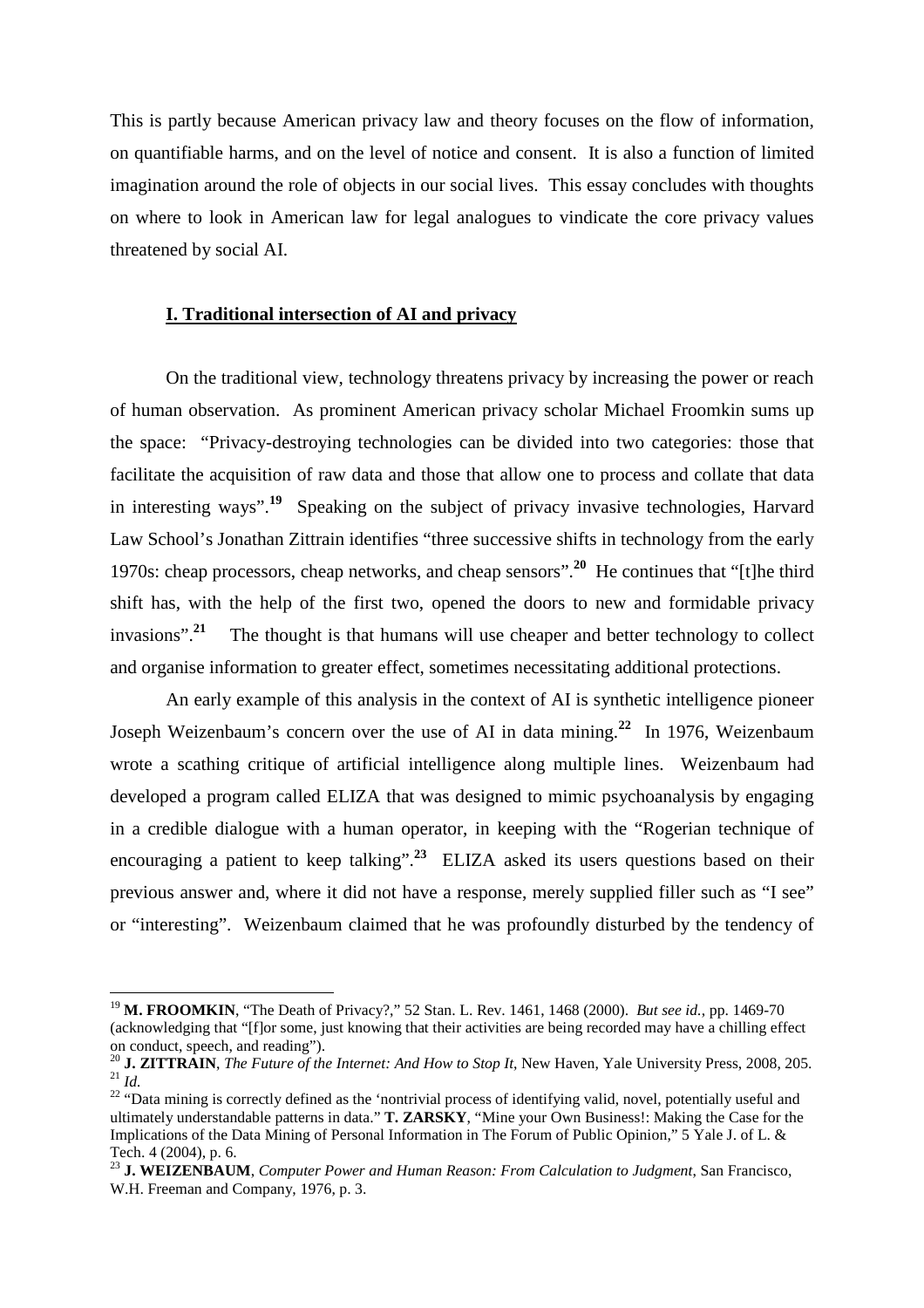This is partly because American privacy law and theory focuses on the flow of information, on quantifiable harms, and on the level of notice and consent. It is also a function of limited imagination around the role of objects in our social lives. This essay concludes with thoughts on where to look in American law for legal analogues to vindicate the core privacy values threatened by social AI.

## I. Traditional intersection of AI and privacy

On the traditional view, technology threatens privacy by increasing the power or reach of human observation. As prominent American privacy scholar Michael Froomkin sums up the space: "Privacy-destroying technologies can be divided into two categories: those that facilitate the acquisition of raw data and those that allow one to process and collate that data in interesting ways".[19] Speaking on the subject of privacy invasive technologies, Harvard Law School's Jonathan Zittrain identifies "three successive shifts in technology from the early 1970s: cheap processors, cheap networks, and cheap sensors".[20] He continues that "[t]he third shift has, with the help of the first two, opened the doors to new and formidable privacy invasions".[21] The thought is that humans will use cheaper and better technology to collect and organise information to greater effect, sometimes necessitating additional protections.

An early example of this analysis in the context of AI is synthetic intelligence pioneer Joseph Weizenbaum's concern over the use of AI in data mining.[22] In 1976, Weizenbaum wrote a scathing critique of artificial intelligence along multiple lines. Weizenbaum had developed a program called ELIZA that was designed to mimic psychoanalysis by engaging in a credible dialogue with a human operator, in keeping with the "Rogerian technique of encouraging a patient to keep talking".[23] ELIZA asked its users questions based on their previous answer and, where it did not have a response, merely supplied filler such as "I see" or "interesting". Weizenbaum claimed that he was profoundly disturbed by the tendency of

---

[19] **M. FROOMKIN**, "The Death of Privacy?," 52 Stan. L. Rev. 1461, 1468 (2000). *But see id.*, pp. 1469-70 (acknowledging that "[f]or some, just knowing that their activities are being recorded may have a chilling effect on conduct, speech, and reading").

[20] **J. ZITTRAIN**, *The Future of the Internet: And How to Stop It*, New Haven, Yale University Press, 2008, 205.

[21] *Id.*

[22] "Data mining is correctly defined as the 'nontrivial process of identifying valid, novel, potentially useful and ultimately understandable patterns in data." **T. ZARSKY**, "Mine your Own Business!: Making the Case for the Implications of the Data Mining of Personal Information in The Forum of Public Opinion," 5 Yale J. of L. & Tech. 4 (2004), p. 6.

[23] **J. WEIZENBAUM**, *Computer Power and Human Reason: From Calculation to Judgment*, San Francisco, W.H. Freeman and Company, 1976, p. 3.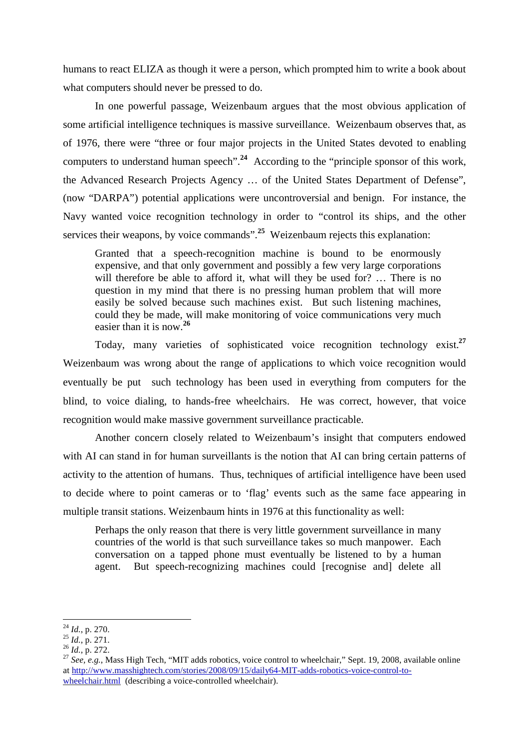humans to react ELIZA as though it were a person, which prompted him to write a book about what computers should never be pressed to do.

In one powerful passage, Weizenbaum argues that the most obvious application of some artificial intelligence techniques is massive surveillance. Weizenbaum observes that, as of 1976, there were "three or four major projects in the United States devoted to enabling computers to understand human speech".[24] According to the "principle sponsor of this work, the Advanced Research Projects Agency … of the United States Department of Defense", (now "DARPA") potential applications were uncontroversial and benign. For instance, the Navy wanted voice recognition technology in order to "control its ships, and the other services their weapons, by voice commands".[25] Weizenbaum rejects this explanation:

> Granted that a speech-recognition machine is bound to be enormously expensive, and that only government and possibly a few very large corporations will therefore be able to afford it, what will they be used for? … There is no question in my mind that there is no pressing human problem that will more easily be solved because such machines exist. But such listening machines, could they be made, will make monitoring of voice communications very much easier than it is now.[26]

Today, many varieties of sophisticated voice recognition technology exist.[27] Weizenbaum was wrong about the range of applications to which voice recognition would eventually be put such technology has been used in everything from computers for the blind, to voice dialing, to hands-free wheelchairs. He was correct, however, that voice recognition would make massive government surveillance practicable.

Another concern closely related to Weizenbaum's insight that computers endowed with AI can stand in for human surveillants is the notion that AI can bring certain patterns of activity to the attention of humans. Thus, techniques of artificial intelligence have been used to decide where to point cameras or to 'flag' events such as the same face appearing in multiple transit stations. Weizenbaum hints in 1976 at this functionality as well:

> Perhaps the only reason that there is very little government surveillance in many countries of the world is that such surveillance takes so much manpower. Each conversation on a tapped phone must eventually be listened to by a human agent. But speech-recognizing machines could [recognise and] delete all

---

[24] *Id.*, p. 270.

[25] *Id.*, p. 271.

[26] *Id.*, p. 272.

[27] *See, e.g.*, Mass High Tech, "MIT adds robotics, voice control to wheelchair," Sept. 19, 2008, available online at http://www.masshightech.com/stories/2008/09/15/daily64-MIT-adds-robotics-voice-control-to-wheelchair.html (describing a voice-controlled wheelchair).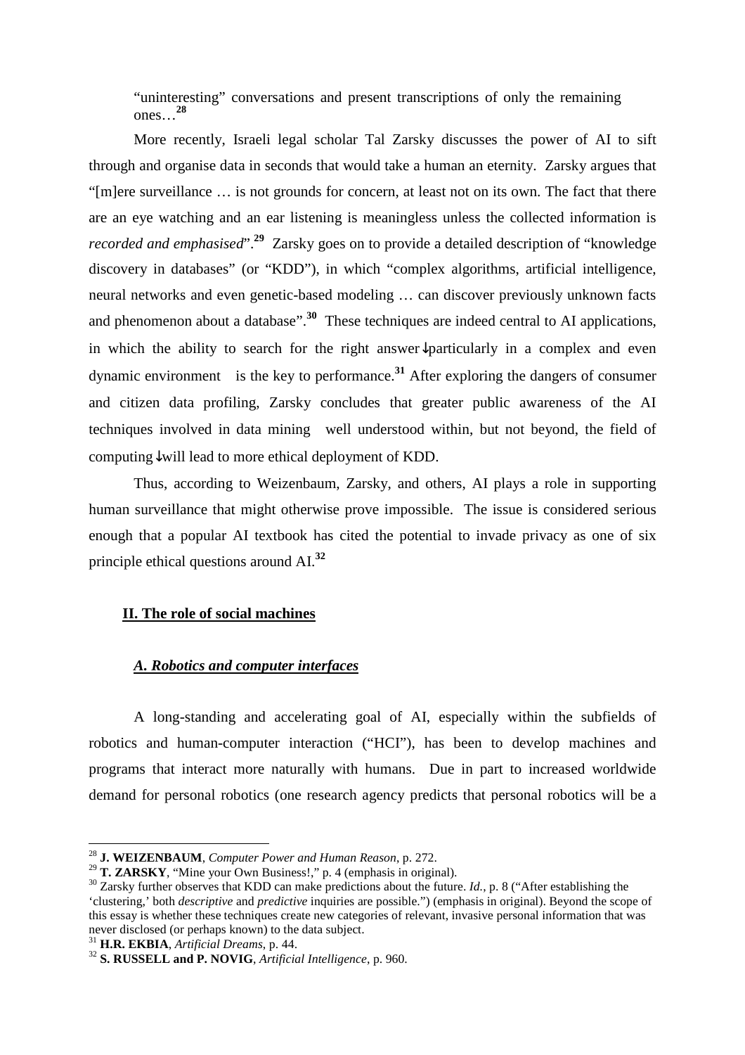"uninteresting" conversations and present transcriptions of only the remaining ones…[28]

More recently, Israeli legal scholar Tal Zarsky discusses the power of AI to sift through and organise data in seconds that would take a human an eternity. Zarsky argues that "[m]ere surveillance … is not grounds for concern, at least not on its own. The fact that there are an eye watching and an ear listening is meaningless unless the collected information is *recorded and emphasised*".[29] Zarsky goes on to provide a detailed description of "knowledge discovery in databases" (or "KDD"), in which "complex algorithms, artificial intelligence, neural networks and even genetic-based modeling … can discover previously unknown facts and phenomenon about a database".[30] These techniques are indeed central to AI applications, in which the ability to search for the right answer↓particularly in a complex and even dynamic environment is the key to performance.[31] After exploring the dangers of consumer and citizen data profiling, Zarsky concludes that greater public awareness of the AI techniques involved in data mining well understood within, but not beyond, the field of computing↓will lead to more ethical deployment of KDD.

Thus, according to Weizenbaum, Zarsky, and others, AI plays a role in supporting human surveillance that might otherwise prove impossible. The issue is considered serious enough that a popular AI textbook has cited the potential to invade privacy as one of six principle ethical questions around AI.[32]

## II. The role of social machines

### *A. Robotics and computer interfaces*

A long-standing and accelerating goal of AI, especially within the subfields of robotics and human-computer interaction ("HCI"), has been to develop machines and programs that interact more naturally with humans. Due in part to increased worldwide demand for personal robotics (one research agency predicts that personal robotics will be a

---

[28] **J. WEIZENBAUM**, *Computer Power and Human Reason*, p. 272.

[29] **T. ZARSKY**, "Mine your Own Business!," p. 4 (emphasis in original).

[30] Zarsky further observes that KDD can make predictions about the future. *Id.*, p. 8 ("After establishing the 'clustering,' both *descriptive* and *predictive* inquiries are possible.") (emphasis in original). Beyond the scope of this essay is whether these techniques create new categories of relevant, invasive personal information that was never disclosed (or perhaps known) to the data subject.

[31] **H.R. EKBIA**, *Artificial Dreams*, p. 44.

[32] **S. RUSSELL and P. NOVIG**, *Artificial Intelligence*, p. 960.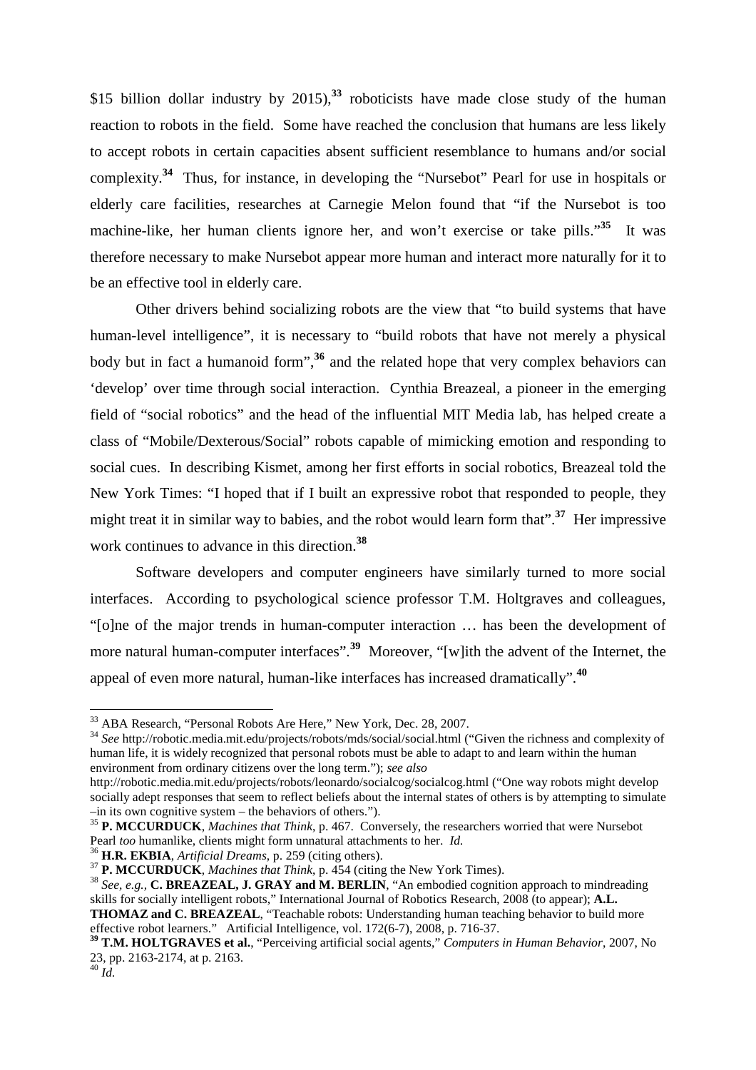\$15 billion dollar industry by 2015),[33] roboticists have made close study of the human reaction to robots in the field. Some have reached the conclusion that humans are less likely to accept robots in certain capacities absent sufficient resemblance to humans and/or social complexity.[34] Thus, for instance, in developing the "Nursebot" Pearl for use in hospitals or elderly care facilities, researches at Carnegie Melon found that "if the Nursebot is too machine-like, her human clients ignore her, and won't exercise or take pills."[35] It was therefore necessary to make Nursebot appear more human and interact more naturally for it to be an effective tool in elderly care.

Other drivers behind socializing robots are the view that "to build systems that have human-level intelligence", it is necessary to "build robots that have not merely a physical body but in fact a humanoid form",[36] and the related hope that very complex behaviors can 'develop' over time through social interaction. Cynthia Breazeal, a pioneer in the emerging field of "social robotics" and the head of the influential MIT Media lab, has helped create a class of "Mobile/Dexterous/Social" robots capable of mimicking emotion and responding to social cues. In describing Kismet, among her first efforts in social robotics, Breazeal told the New York Times: "I hoped that if I built an expressive robot that responded to people, they might treat it in similar way to babies, and the robot would learn form that".[37] Her impressive work continues to advance in this direction.[38]

Software developers and computer engineers have similarly turned to more social interfaces. According to psychological science professor T.M. Holtgraves and colleagues, "[o]ne of the major trends in human-computer interaction … has been the development of more natural human-computer interfaces".[39] Moreover, "[w]ith the advent of the Internet, the appeal of even more natural, human-like interfaces has increased dramatically".[40]

---

[33] ABA Research, "Personal Robots Are Here," New York, Dec. 28, 2007.

[34] *See* http://robotic.media.mit.edu/projects/robots/mds/social/social.html ("Given the richness and complexity of human life, it is widely recognized that personal robots must be able to adapt to and learn within the human environment from ordinary citizens over the long term."); *see also* http://robotic.media.mit.edu/projects/robots/leonardo/socialcog/socialcog.html ("One way robots might develop socially adept responses that seem to reflect beliefs about the internal states of others is by attempting to simulate –in its own cognitive system – the behaviors of others.").

[35] **P. MCCURDUCK**, *Machines that Think*, p. 467. Conversely, the researchers worried that were Nursebot Pearl *too* humanlike, clients might form unnatural attachments to her. *Id.*

[36] **H.R. EKBIA**, *Artificial Dreams*, p. 259 (citing others).

[37] **P. MCCURDUCK**, *Machines that Think*, p. 454 (citing the New York Times).

[38] *See, e.g.*, **C. BREAZEAL, J. GRAY and M. BERLIN**, "An embodied cognition approach to mindreading skills for socially intelligent robots," International Journal of Robotics Research, 2008 (to appear); **A.L. THOMAZ and C. BREAZEAL**, "Teachable robots: Understanding human teaching behavior to build more effective robot learners." Artificial Intelligence, vol. 172(6-7), 2008, p. 716-37.

[39] **T.M. HOLTGRAVES et al.**, "Perceiving artificial social agents," *Computers in Human Behavior*, 2007, No 23, pp. 2163-2174, at p. 2163.

[40] *Id.*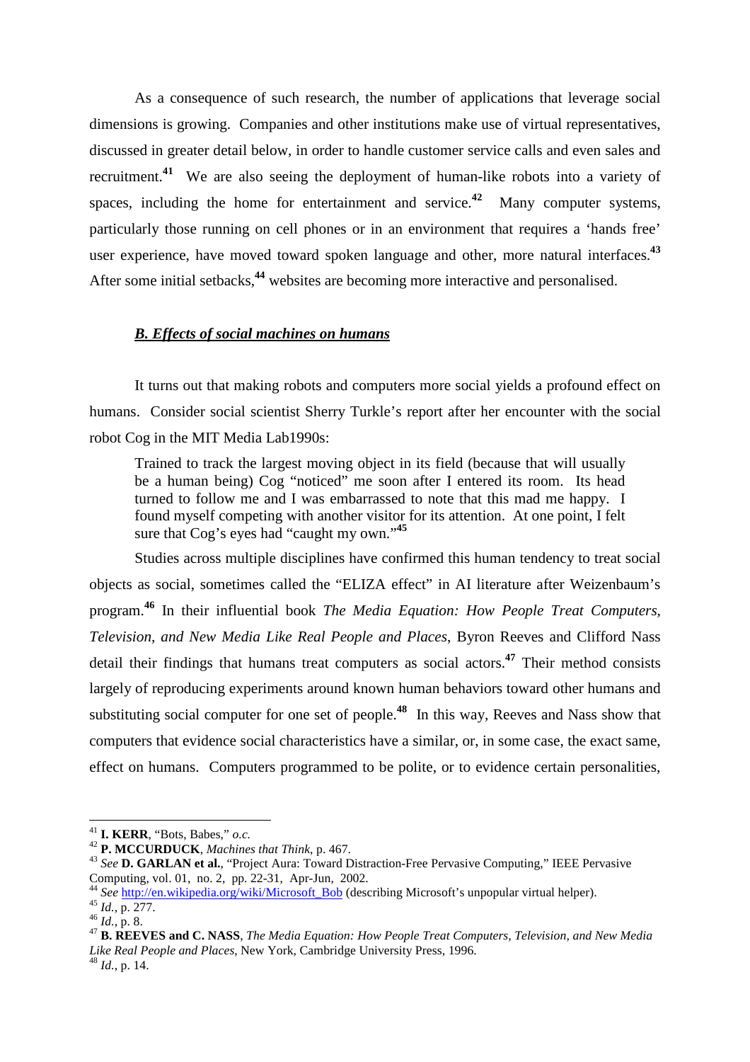As a consequence of such research, the number of applications that leverage social dimensions is growing. Companies and other institutions make use of virtual representatives, discussed in greater detail below, in order to handle customer service calls and even sales and recruitment.[41] We are also seeing the deployment of human-like robots into a variety of spaces, including the home for entertainment and service.[42] Many computer systems, particularly those running on cell phones or in an environment that requires a 'hands free' user experience, have moved toward spoken language and other, more natural interfaces.[43] After some initial setbacks,[44] websites are becoming more interactive and personalised.

### *B. Effects of social machines on humans*

It turns out that making robots and computers more social yields a profound effect on humans. Consider social scientist Sherry Turkle's report after her encounter with the social robot Cog in the MIT Media Lab1990s:

> Trained to track the largest moving object in its field (because that will usually be a human being) Cog "noticed" me soon after I entered its room. Its head turned to follow me and I was embarrassed to note that this mad me happy. I found myself competing with another visitor for its attention. At one point, I felt sure that Cog's eyes had "caught my own."[45]

Studies across multiple disciplines have confirmed this human tendency to treat social objects as social, sometimes called the "ELIZA effect" in AI literature after Weizenbaum's program.[46] In their influential book *The Media Equation: How People Treat Computers, Television, and New Media Like Real People and Places*, Byron Reeves and Clifford Nass detail their findings that humans treat computers as social actors.[47] Their method consists largely of reproducing experiments around known human behaviors toward other humans and substituting social computer for one set of people.[48] In this way, Reeves and Nass show that computers that evidence social characteristics have a similar, or, in some case, the exact same, effect on humans. Computers programmed to be polite, or to evidence certain personalities,

---

[41] **I. KERR**, "Bots, Babes," *o.c.*

[42] **P. MCCURDUCK**, *Machines that Think*, p. 467.

[43] *See* **D. GARLAN et al.**, "Project Aura: Toward Distraction-Free Pervasive Computing," IEEE Pervasive Computing, vol. 01, no. 2, pp. 22-31, Apr-Jun, 2002.

[44] *See* http://en.wikipedia.org/wiki/Microsoft_Bob (describing Microsoft's unpopular virtual helper).

[45] *Id.*, p. 277.

[46] *Id.*, p. 8.

[47] **B. REEVES and C. NASS**, *The Media Equation: How People Treat Computers, Television, and New Media Like Real People and Places*, New York, Cambridge University Press, 1996.

[48] *Id.*, p. 14.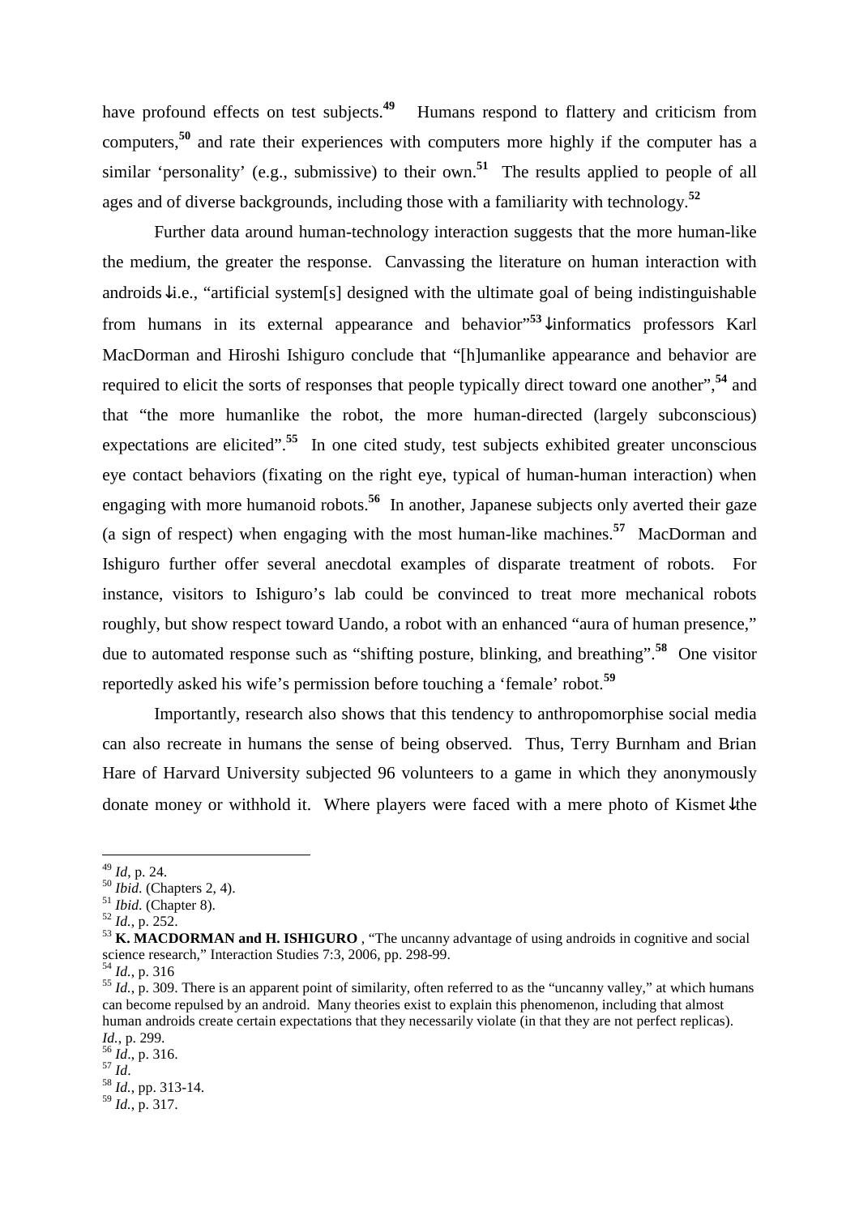have profound effects on test subjects.[49] Humans respond to flattery and criticism from computers,[50] and rate their experiences with computers more highly if the computer has a similar 'personality' (e.g., submissive) to their own.[51] The results applied to people of all ages and of diverse backgrounds, including those with a familiarity with technology.[52]

Further data around human-technology interaction suggests that the more human-like the medium, the greater the response. Canvassing the literature on human interaction with androids—i.e., "artificial system[s] designed with the ultimate goal of being indistinguishable from humans in its external appearance and behavior"[53]—informatics professors Karl MacDorman and Hiroshi Ishiguro conclude that "[h]umanlike appearance and behavior are required to elicit the sorts of responses that people typically direct toward one another",[54] and that "the more humanlike the robot, the more human-directed (largely subconscious) expectations are elicited".[55] In one cited study, test subjects exhibited greater unconscious eye contact behaviors (fixating on the right eye, typical of human-human interaction) when engaging with more humanoid robots.[56] In another, Japanese subjects only averted their gaze (a sign of respect) when engaging with the most human-like machines.[57] MacDorman and Ishiguro further offer several anecdotal examples of disparate treatment of robots. For instance, visitors to Ishiguro's lab could be convinced to treat more mechanical robots roughly, but show respect toward Uando, a robot with an enhanced "aura of human presence," due to automated response such as "shifting posture, blinking, and breathing".[58] One visitor reportedly asked his wife's permission before touching a 'female' robot.[59]

Importantly, research also shows that this tendency to anthropomorphise social media can also recreate in humans the sense of being observed. Thus, Terry Burnham and Brian Hare of Harvard University subjected 96 volunteers to a game in which they anonymously donate money or withhold it. Where players were faced with a mere photo of Kismet—the

---

[49] *Id*, p. 24.

[50] *Ibid.* (Chapters 2, 4).

[51] *Ibid.* (Chapter 8).

[52] *Id.*, p. 252.

[53] **K. MACDORMAN and H. ISHIGURO** , "The uncanny advantage of using androids in cognitive and social science research," Interaction Studies 7:3, 2006, pp. 298-99.

[54] *Id.*, p. 316

[55] *Id.*, p. 309. There is an apparent point of similarity, often referred to as the "uncanny valley," at which humans can become repulsed by an android. Many theories exist to explain this phenomenon, including that almost human androids create certain expectations that they necessarily violate (in that they are not perfect replicas). *Id.*, p. 299.

[56] *Id.*, p. 316.

[57] *Id*.

[58] *Id.*, pp. 313-14.

[59] *Id.*, p. 317.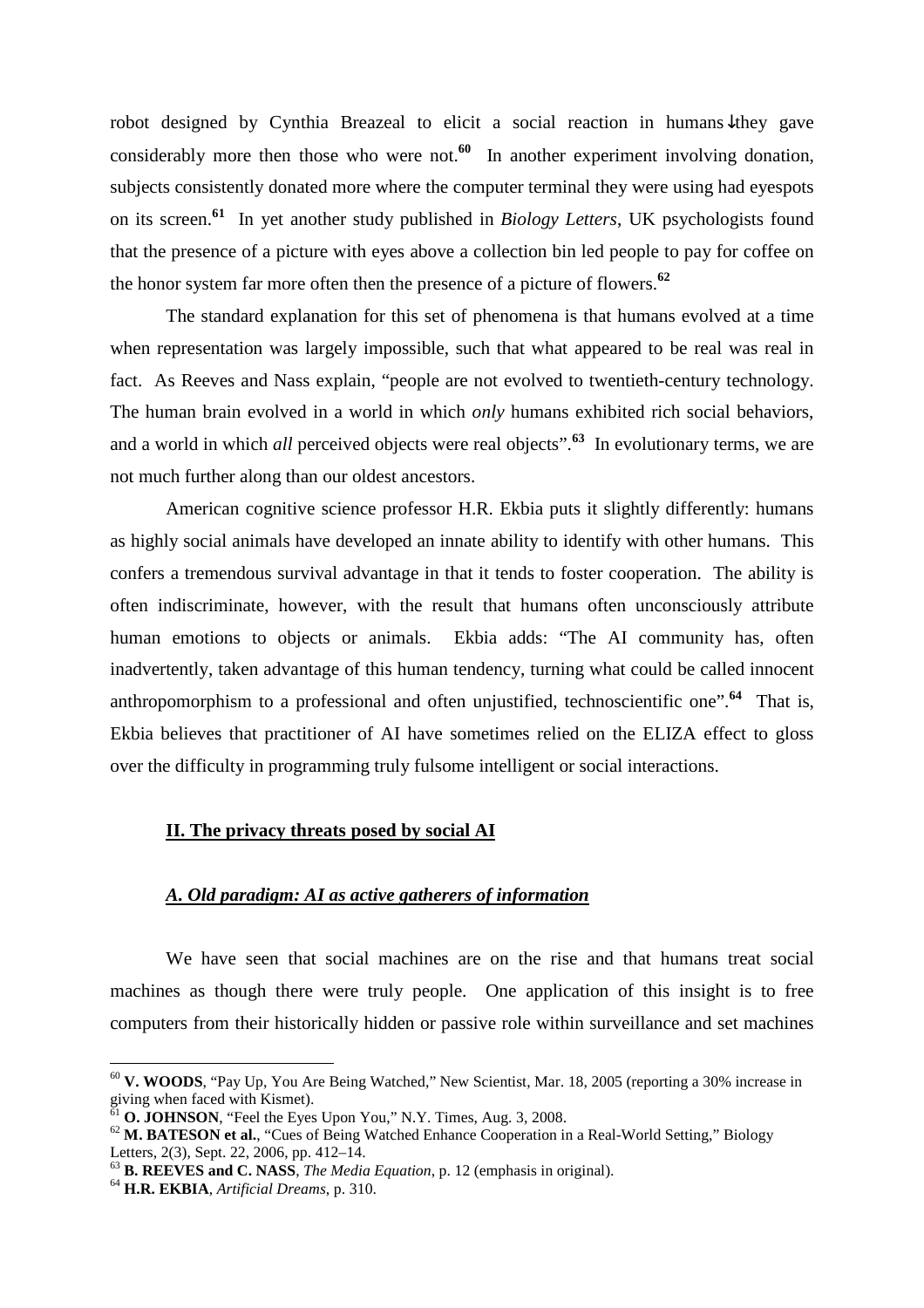robot designed by Cynthia Breazeal to elicit a social reaction in humans—they gave considerably more then those who were not.[60] In another experiment involving donation, subjects consistently donated more where the computer terminal they were using had eyespots on its screen.[61] In yet another study published in *Biology Letters*, UK psychologists found that the presence of a picture with eyes above a collection bin led people to pay for coffee on the honor system far more often then the presence of a picture of flowers.[62]

The standard explanation for this set of phenomena is that humans evolved at a time when representation was largely impossible, such that what appeared to be real was real in fact. As Reeves and Nass explain, "people are not evolved to twentieth-century technology. The human brain evolved in a world in which *only* humans exhibited rich social behaviors, and a world in which *all* perceived objects were real objects".[63] In evolutionary terms, we are not much further along than our oldest ancestors.

American cognitive science professor H.R. Ekbia puts it slightly differently: humans as highly social animals have developed an innate ability to identify with other humans. This confers a tremendous survival advantage in that it tends to foster cooperation. The ability is often indiscriminate, however, with the result that humans often unconsciously attribute human emotions to objects or animals. Ekbia adds: "The AI community has, often inadvertently, taken advantage of this human tendency, turning what could be called innocent anthropomorphism to a professional and often unjustified, technoscientific one".[64] That is, Ekbia believes that practitioner of AI have sometimes relied on the ELIZA effect to gloss over the difficulty in programming truly fulsome intelligent or social interactions.

## II. The privacy threats posed by social AI

### *A. Old paradigm: AI as active gatherers of information*

We have seen that social machines are on the rise and that humans treat social machines as though there were truly people. One application of this insight is to free computers from their historically hidden or passive role within surveillance and set machines

---

[60] **V. WOODS**, "Pay Up, You Are Being Watched," New Scientist, Mar. 18, 2005 (reporting a 30% increase in giving when faced with Kismet).

[61] **O. JOHNSON**, "Feel the Eyes Upon You," N.Y. Times, Aug. 3, 2008.

[62] **M. BATESON et al.**, "Cues of Being Watched Enhance Cooperation in a Real-World Setting," Biology Letters, 2(3), Sept. 22, 2006, pp. 412–14.

[63] **B. REEVES and C. NASS**, *The Media Equation*, p. 12 (emphasis in original).

[64] **H.R. EKBIA**, *Artificial Dreams*, p. 310.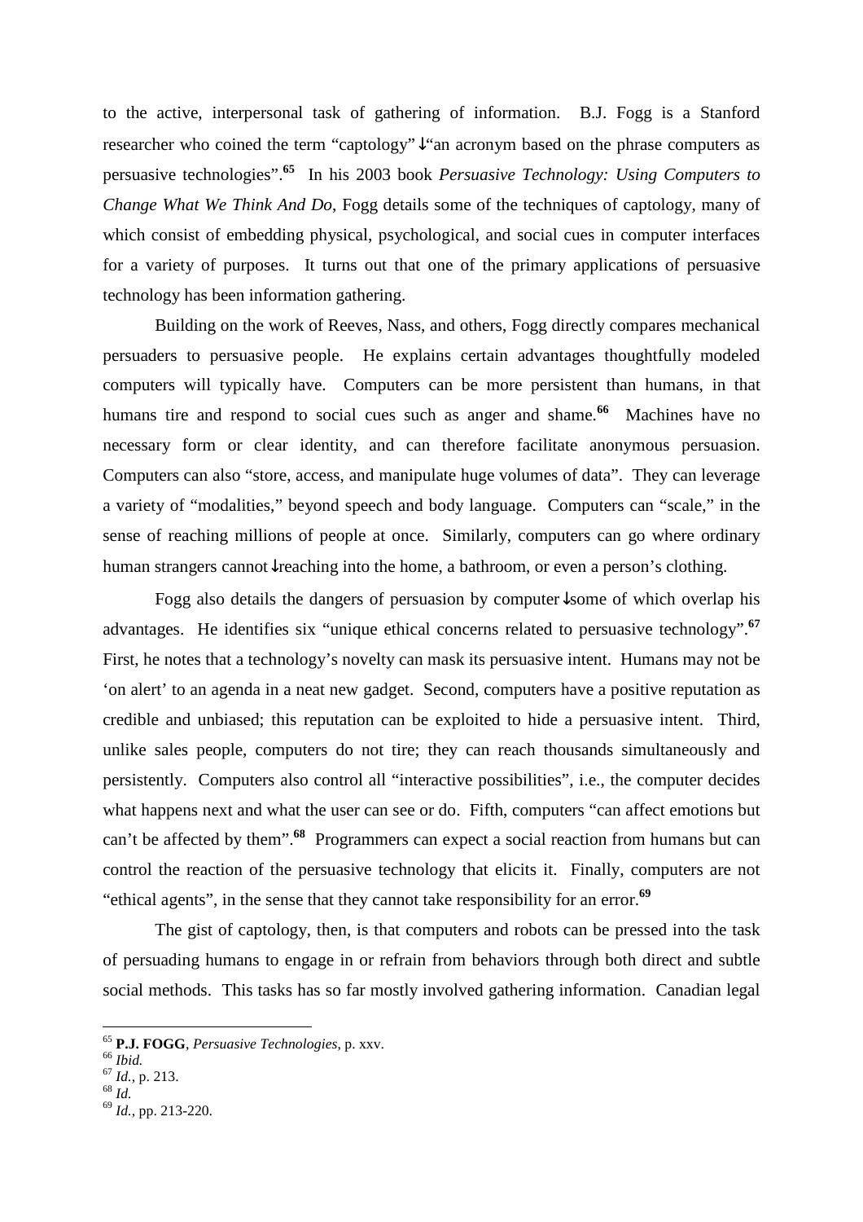to the active, interpersonal task of gathering of information. B.J. Fogg is a Stanford researcher who coined the term "captology" ↓"an acronym based on the phrase computers as persuasive technologies".[65] In his 2003 book *Persuasive Technology: Using Computers to Change What We Think And Do*, Fogg details some of the techniques of captology, many of which consist of embedding physical, psychological, and social cues in computer interfaces for a variety of purposes. It turns out that one of the primary applications of persuasive technology has been information gathering.

Building on the work of Reeves, Nass, and others, Fogg directly compares mechanical persuaders to persuasive people. He explains certain advantages thoughtfully modeled computers will typically have. Computers can be more persistent than humans, in that humans tire and respond to social cues such as anger and shame.[66] Machines have no necessary form or clear identity, and can therefore facilitate anonymous persuasion. Computers can also "store, access, and manipulate huge volumes of data". They can leverage a variety of "modalities," beyond speech and body language. Computers can "scale," in the sense of reaching millions of people at once. Similarly, computers can go where ordinary human strangers cannot ↓reaching into the home, a bathroom, or even a person's clothing.

Fogg also details the dangers of persuasion by computer ↓some of which overlap his advantages. He identifies six "unique ethical concerns related to persuasive technology".[67] First, he notes that a technology's novelty can mask its persuasive intent. Humans may not be 'on alert' to an agenda in a neat new gadget. Second, computers have a positive reputation as credible and unbiased; this reputation can be exploited to hide a persuasive intent. Third, unlike sales people, computers do not tire; they can reach thousands simultaneously and persistently. Computers also control all "interactive possibilities", i.e., the computer decides what happens next and what the user can see or do. Fifth, computers "can affect emotions but can't be affected by them".[68] Programmers can expect a social reaction from humans but can control the reaction of the persuasive technology that elicits it. Finally, computers are not "ethical agents", in the sense that they cannot take responsibility for an error.[69]

The gist of captology, then, is that computers and robots can be pressed into the task of persuading humans to engage in or refrain from behaviors through both direct and subtle social methods. This tasks has so far mostly involved gathering information. Canadian legal

---

[65] **P.J. FOGG**, *Persuasive Technologies*, p. xxv.

[66] *Ibid.*

[67] *Id.*, p. 213.

[68] *Id.*

[69] *Id.*, pp. 213-220.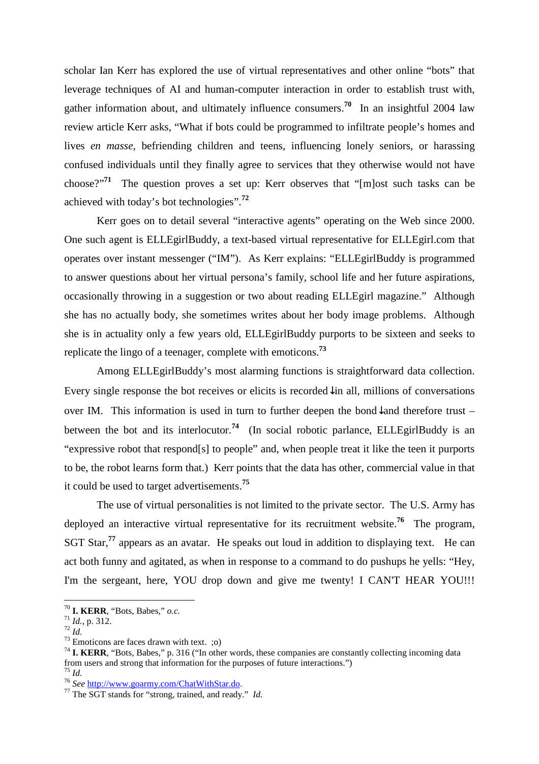scholar Ian Kerr has explored the use of virtual representatives and other online "bots" that leverage techniques of AI and human-computer interaction in order to establish trust with, gather information about, and ultimately influence consumers.[70] In an insightful 2004 law review article Kerr asks, "What if bots could be programmed to infiltrate people's homes and lives *en masse*, befriending children and teens, influencing lonely seniors, or harassing confused individuals until they finally agree to services that they otherwise would not have choose?"[71] The question proves a set up: Kerr observes that "[m]ost such tasks can be achieved with today's bot technologies".[72]

Kerr goes on to detail several "interactive agents" operating on the Web since 2000. One such agent is ELLEgirlBuddy, a text-based virtual representative for ELLEgirl.com that operates over instant messenger ("IM"). As Kerr explains: "ELLEgirlBuddy is programmed to answer questions about her virtual persona's family, school life and her future aspirations, occasionally throwing in a suggestion or two about reading ELLEgirl magazine." Although she has no actually body, she sometimes writes about her body image problems. Although she is in actuality only a few years old, ELLEgirlBuddy purports to be sixteen and seeks to replicate the lingo of a teenager, complete with emoticons.[73]

Among ELLEgirlBuddy's most alarming functions is straightforward data collection. Every single response the bot receives or elicits is recorded↓in all, millions of conversations over IM. This information is used in turn to further deepen the bond↓and therefore trust – between the bot and its interlocutor.[74] (In social robotic parlance, ELLEgirlBuddy is an "expressive robot that respond[s] to people" and, when people treat it like the teen it purports to be, the robot learns form that.) Kerr points that the data has other, commercial value in that it could be used to target advertisements.[75]

The use of virtual personalities is not limited to the private sector. The U.S. Army has deployed an interactive virtual representative for its recruitment website.[76] The program, SGT Star,[77] appears as an avatar. He speaks out loud in addition to displaying text. He can act both funny and agitated, as when in response to a command to do pushups he yells: "Hey, I'm the sergeant, here, YOU drop down and give me twenty! I CAN'T HEAR YOU!!!

---

[70] **I. KERR**, "Bots, Babes," *o.c.*

[71] *Id.*, p. 312.

[72] *Id.*

[73] Emoticons are faces drawn with text. ;o)

[74] **I. KERR**, "Bots, Babes," p. 316 ("In other words, these companies are constantly collecting incoming data from users and strong that information for the purposes of future interactions.")

[75] *Id.*

[76] *See* http://www.goarmy.com/ChatWithStar.do.

[77] The SGT stands for "strong, trained, and ready." *Id.*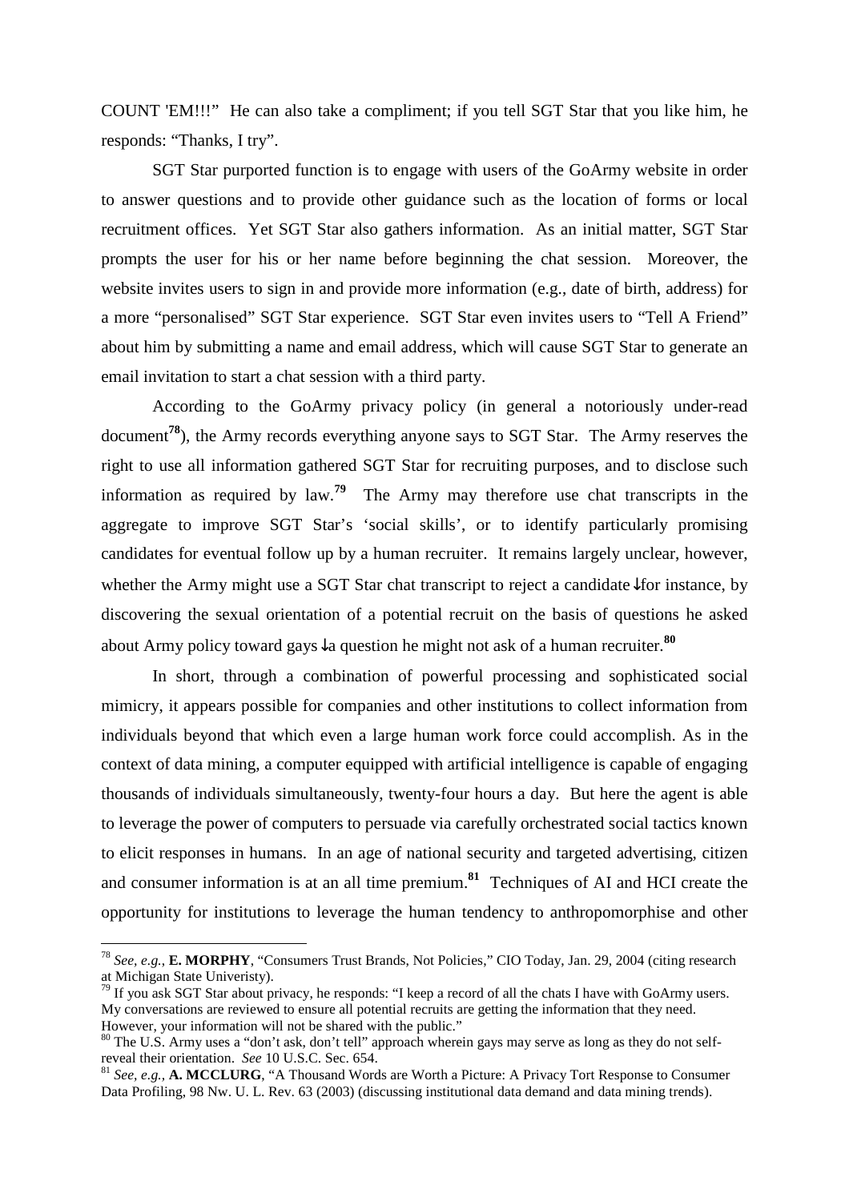COUNT 'EM!!!" He can also take a compliment; if you tell SGT Star that you like him, he responds: "Thanks, I try".

SGT Star purported function is to engage with users of the GoArmy website in order to answer questions and to provide other guidance such as the location of forms or local recruitment offices. Yet SGT Star also gathers information. As an initial matter, SGT Star prompts the user for his or her name before beginning the chat session. Moreover, the website invites users to sign in and provide more information (e.g., date of birth, address) for a more "personalised" SGT Star experience. SGT Star even invites users to "Tell A Friend" about him by submitting a name and email address, which will cause SGT Star to generate an email invitation to start a chat session with a third party.

According to the GoArmy privacy policy (in general a notoriously under-read document[78]), the Army records everything anyone says to SGT Star. The Army reserves the right to use all information gathered SGT Star for recruiting purposes, and to disclose such information as required by law.[79] The Army may therefore use chat transcripts in the aggregate to improve SGT Star's 'social skills', or to identify particularly promising candidates for eventual follow up by a human recruiter. It remains largely unclear, however, whether the Army might use a SGT Star chat transcript to reject a candidate↓for instance, by discovering the sexual orientation of a potential recruit on the basis of questions he asked about Army policy toward gays↓a question he might not ask of a human recruiter.[80]

In short, through a combination of powerful processing and sophisticated social mimicry, it appears possible for companies and other institutions to collect information from individuals beyond that which even a large human work force could accomplish. As in the context of data mining, a computer equipped with artificial intelligence is capable of engaging thousands of individuals simultaneously, twenty-four hours a day. But here the agent is able to leverage the power of computers to persuade via carefully orchestrated social tactics known to elicit responses in humans. In an age of national security and targeted advertising, citizen and consumer information is at an all time premium.[81] Techniques of AI and HCI create the opportunity for institutions to leverage the human tendency to anthropomorphise and other

---

[78] *See, e.g.*, **E. MORPHY**, "Consumers Trust Brands, Not Policies," CIO Today, Jan. 29, 2004 (citing research at Michigan State Univeristy).

[79] If you ask SGT Star about privacy, he responds: "I keep a record of all the chats I have with GoArmy users. My conversations are reviewed to ensure all potential recruits are getting the information that they need. However, your information will not be shared with the public."

[80] The U.S. Army uses a "don't ask, don't tell" approach wherein gays may serve as long as they do not self-reveal their orientation. *See* 10 U.S.C. Sec. 654.

[81] *See, e.g.,* **A. MCCLURG**, "A Thousand Words are Worth a Picture: A Privacy Tort Response to Consumer Data Profiling, 98 Nw. U. L. Rev. 63 (2003) (discussing institutional data demand and data mining trends).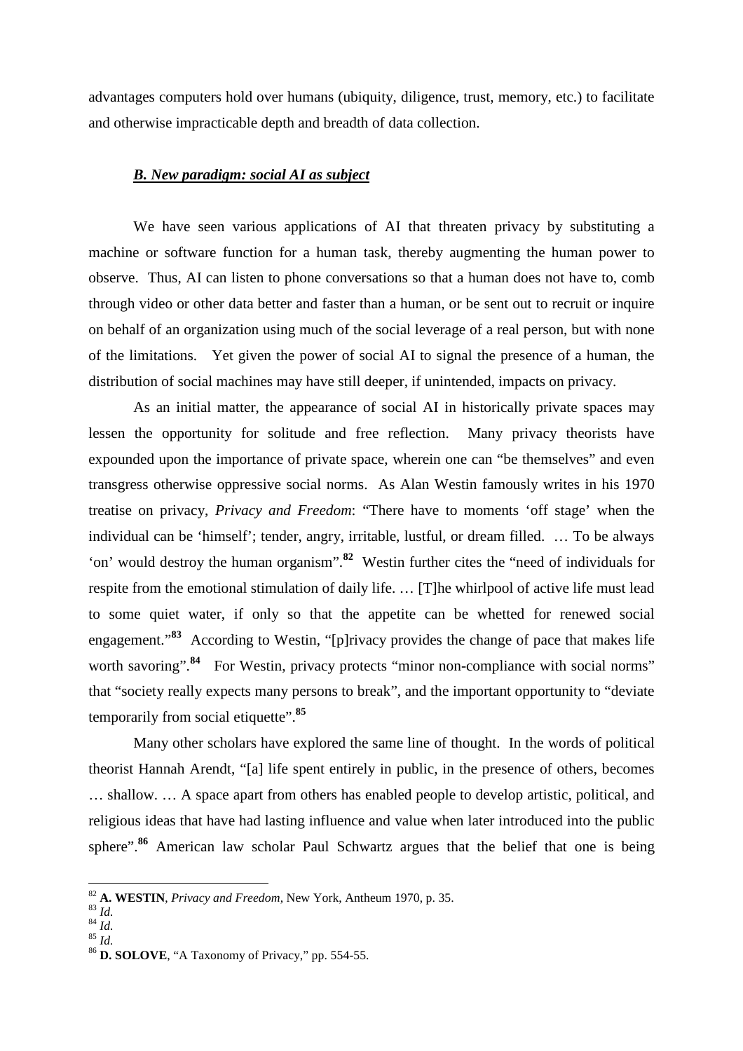advantages computers hold over humans (ubiquity, diligence, trust, memory, etc.) to facilitate and otherwise impracticable depth and breadth of data collection.

### ***B. New paradigm: social AI as subject***

We have seen various applications of AI that threaten privacy by substituting a machine or software function for a human task, thereby augmenting the human power to observe. Thus, AI can listen to phone conversations so that a human does not have to, comb through video or other data better and faster than a human, or be sent out to recruit or inquire on behalf of an organization using much of the social leverage of a real person, but with none of the limitations. Yet given the power of social AI to signal the presence of a human, the distribution of social machines may have still deeper, if unintended, impacts on privacy.

As an initial matter, the appearance of social AI in historically private spaces may lessen the opportunity for solitude and free reflection. Many privacy theorists have expounded upon the importance of private space, wherein one can "be themselves" and even transgress otherwise oppressive social norms. As Alan Westin famously writes in his 1970 treatise on privacy, *Privacy and Freedom*: "There have to moments 'off stage' when the individual can be 'himself'; tender, angry, irritable, lustful, or dream filled. … To be always 'on' would destroy the human organism".**[82]** Westin further cites the "need of individuals for respite from the emotional stimulation of daily life. … [T]he whirlpool of active life must lead to some quiet water, if only so that the appetite can be whetted for renewed social engagement."**[83]** According to Westin, "[p]rivacy provides the change of pace that makes life worth savoring".**[84]** For Westin, privacy protects "minor non-compliance with social norms" that "society really expects many persons to break", and the important opportunity to "deviate temporarily from social etiquette".**[85]**

Many other scholars have explored the same line of thought. In the words of political theorist Hannah Arendt, "[a] life spent entirely in public, in the presence of others, becomes … shallow. … A space apart from others has enabled people to develop artistic, political, and religious ideas that have had lasting influence and value when later introduced into the public sphere".**[86]** American law scholar Paul Schwartz argues that the belief that one is being

---

[82] **A. WESTIN**, *Privacy and Freedom*, New York, Antheum 1970, p. 35.

[83] *Id.*

[84] *Id.*

[85] *Id.*

[86] **D. SOLOVE**, "A Taxonomy of Privacy," pp. 554-55.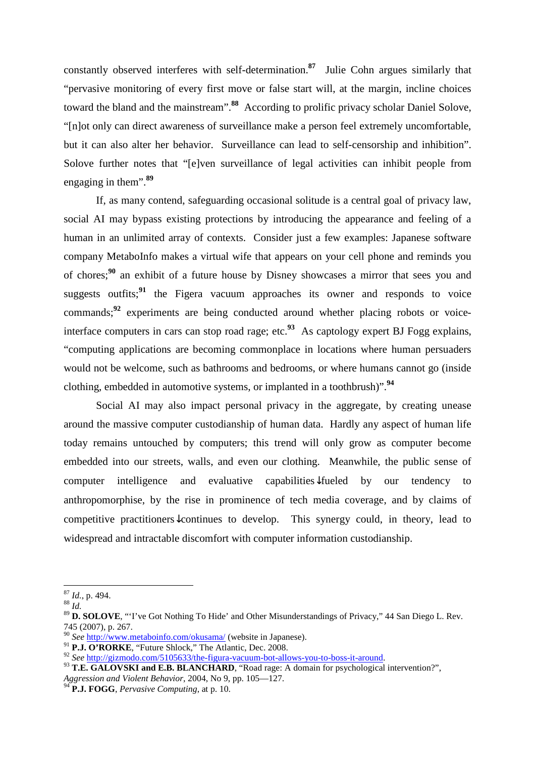constantly observed interferes with self-determination.[87] Julie Cohn argues similarly that "pervasive monitoring of every first move or false start will, at the margin, incline choices toward the bland and the mainstream".[88] According to prolific privacy scholar Daniel Solove, "[n]ot only can direct awareness of surveillance make a person feel extremely uncomfortable, but it can also alter her behavior. Surveillance can lead to self-censorship and inhibition". Solove further notes that "[e]ven surveillance of legal activities can inhibit people from engaging in them".[89]

If, as many contend, safeguarding occasional solitude is a central goal of privacy law, social AI may bypass existing protections by introducing the appearance and feeling of a human in an unlimited array of contexts. Consider just a few examples: Japanese software company MetaboInfo makes a virtual wife that appears on your cell phone and reminds you of chores;[90] an exhibit of a future house by Disney showcases a mirror that sees you and suggests outfits;[91] the Figera vacuum approaches its owner and responds to voice commands;[92] experiments are being conducted around whether placing robots or voice-interface computers in cars can stop road rage; etc.[93] As captology expert BJ Fogg explains, "computing applications are becoming commonplace in locations where human persuaders would not be welcome, such as bathrooms and bedrooms, or where humans cannot go (inside clothing, embedded in automotive systems, or implanted in a toothbrush)".[94]

Social AI may also impact personal privacy in the aggregate, by creating unease around the massive computer custodianship of human data. Hardly any aspect of human life today remains untouched by computers; this trend will only grow as computer become embedded into our streets, walls, and even our clothing. Meanwhile, the public sense of computer intelligence and evaluative capabilities ↓fueled by our tendency to anthropomorphise, by the rise in prominence of tech media coverage, and by claims of competitive practitioners ↓continues to develop. This synergy could, in theory, lead to widespread and intractable discomfort with computer information custodianship.

---

[87] *Id.*, p. 494.

[88] *Id.*

[89] **D. SOLOVE**, "'I've Got Nothing To Hide' and Other Misunderstandings of Privacy," 44 San Diego L. Rev. 745 (2007), p. 267.

[90] *See* http://www.metaboinfo.com/okusama/ (website in Japanese).

[91] **P.J. O'RORKE**, "Future Shlock," The Atlantic, Dec. 2008.

[92] *See* http://gizmodo.com/5105633/the-figura-vacuum-bot-allows-you-to-boss-it-around.

[93] **T.E. GALOVSKI and E.B. BLANCHARD**, "Road rage: A domain for psychological intervention?", *Aggression and Violent Behavior*, 2004, No 9, pp. 105—127.

[94] **P.J. FOGG**, *Pervasive Computing*, at p. 10.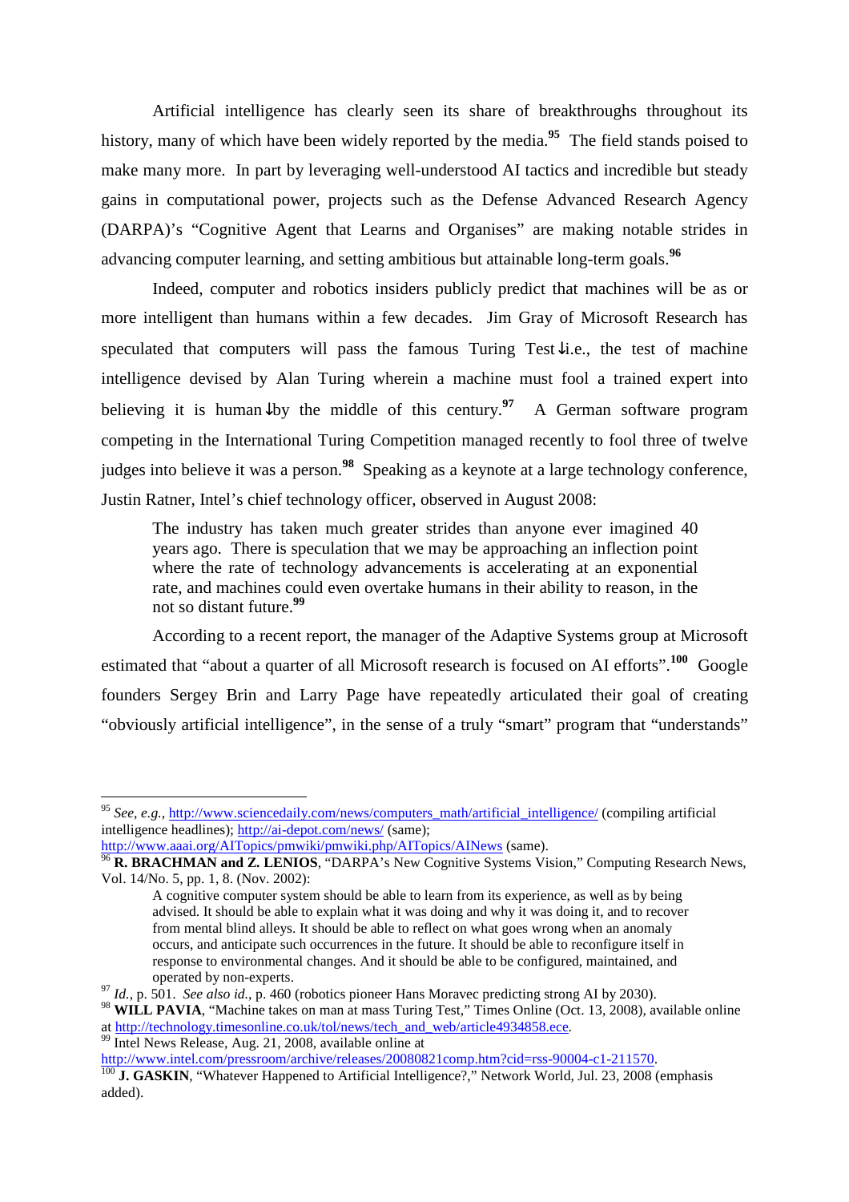Artificial intelligence has clearly seen its share of breakthroughs throughout its history, many of which have been widely reported by the media.[95] The field stands poised to make many more. In part by leveraging well-understood AI tactics and incredible but steady gains in computational power, projects such as the Defense Advanced Research Agency (DARPA)'s "Cognitive Agent that Learns and Organises" are making notable strides in advancing computer learning, and setting ambitious but attainable long-term goals.[96]

Indeed, computer and robotics insiders publicly predict that machines will be as or more intelligent than humans within a few decades. Jim Gray of Microsoft Research has speculated that computers will pass the famous Turing Test↓i.e., the test of machine intelligence devised by Alan Turing wherein a machine must fool a trained expert into believing it is human↓by the middle of this century.[97] A German software program competing in the International Turing Competition managed recently to fool three of twelve judges into believe it was a person.[98] Speaking as a keynote at a large technology conference, Justin Ratner, Intel's chief technology officer, observed in August 2008:

> The industry has taken much greater strides than anyone ever imagined 40 years ago. There is speculation that we may be approaching an inflection point where the rate of technology advancements is accelerating at an exponential rate, and machines could even overtake humans in their ability to reason, in the not so distant future.[99]

According to a recent report, the manager of the Adaptive Systems group at Microsoft estimated that "about a quarter of all Microsoft research is focused on AI efforts".[100] Google founders Sergey Brin and Larry Page have repeatedly articulated their goal of creating "obviously artificial intelligence", in the sense of a truly "smart" program that "understands"

---

[95] *See, e.g.*, http://www.sciencedaily.com/news/computers_math/artificial_intelligence/ (compiling artificial intelligence headlines); http://ai-depot.com/news/ (same); http://www.aaai.org/AITopics/pmwiki/pmwiki.php/AITopics/AINews (same).

[96] **R. BRACHMAN and Z. LENIOS**, "DARPA's New Cognitive Systems Vision," Computing Research News, Vol. 14/No. 5, pp. 1, 8. (Nov. 2002):

> A cognitive computer system should be able to learn from its experience, as well as by being advised. It should be able to explain what it was doing and why it was doing it, and to recover from mental blind alleys. It should be able to reflect on what goes wrong when an anomaly occurs, and anticipate such occurrences in the future. It should be able to reconfigure itself in response to environmental changes. And it should be able to be configured, maintained, and operated by non-experts.

[97] *Id.*, p. 501. *See also id.*, p. 460 (robotics pioneer Hans Moravec predicting strong AI by 2030).

[98] **WILL PAVIA**, "Machine takes on man at mass Turing Test," Times Online (Oct. 13, 2008), available online at http://technology.timesonline.co.uk/tol/news/tech_and_web/article4934858.ece.

[99] Intel News Release, Aug. 21, 2008, available online at http://www.intel.com/pressroom/archive/releases/20080821comp.htm?cid=rss-90004-c1-211570.

[100] **J. GASKIN**, "Whatever Happened to Artificial Intelligence?," Network World, Jul. 23, 2008 (emphasis added).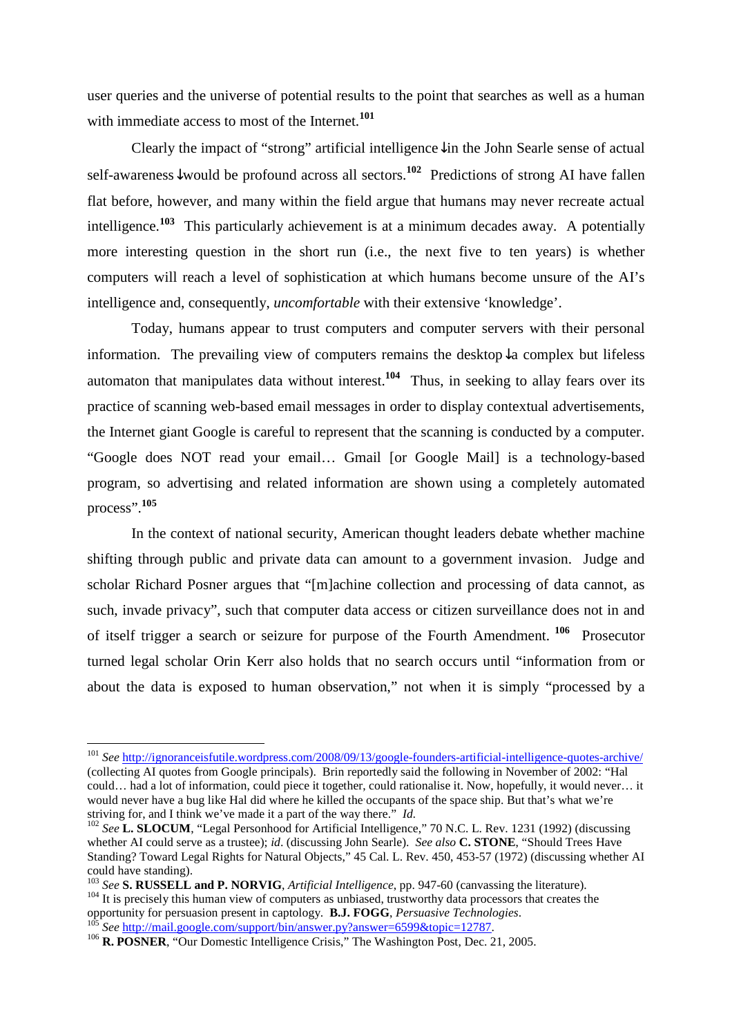user queries and the universe of potential results to the point that searches as well as a human with immediate access to most of the Internet.[101]

Clearly the impact of "strong" artificial intelligence ↓in the John Searle sense of actual self-awareness ↓would be profound across all sectors.[102] Predictions of strong AI have fallen flat before, however, and many within the field argue that humans may never recreate actual intelligence.[103] This particularly achievement is at a minimum decades away. A potentially more interesting question in the short run (i.e., the next five to ten years) is whether computers will reach a level of sophistication at which humans become unsure of the AI's intelligence and, consequently, *uncomfortable* with their extensive 'knowledge'.

Today, humans appear to trust computers and computer servers with their personal information. The prevailing view of computers remains the desktop ↓a complex but lifeless automaton that manipulates data without interest.[104] Thus, in seeking to allay fears over its practice of scanning web-based email messages in order to display contextual advertisements, the Internet giant Google is careful to represent that the scanning is conducted by a computer. "Google does NOT read your email… Gmail [or Google Mail] is a technology-based program, so advertising and related information are shown using a completely automated process".[105]

In the context of national security, American thought leaders debate whether machine shifting through public and private data can amount to a government invasion. Judge and scholar Richard Posner argues that "[m]achine collection and processing of data cannot, as such, invade privacy", such that computer data access or citizen surveillance does not in and of itself trigger a search or seizure for purpose of the Fourth Amendment.[106] Prosecutor turned legal scholar Orin Kerr also holds that no search occurs until "information from or about the data is exposed to human observation," not when it is simply "processed by a

---

[101] *See* http://ignoranceisfutile.wordpress.com/2008/09/13/google-founders-artificial-intelligence-quotes-archive/ (collecting AI quotes from Google principals). Brin reportedly said the following in November of 2002: "Hal could… had a lot of information, could piece it together, could rationalise it. Now, hopefully, it would never… it would never have a bug like Hal did where he killed the occupants of the space ship. But that's what we're striving for, and I think we've made it a part of the way there." *Id.*

[102] *See* **L. SLOCUM**, "Legal Personhood for Artificial Intelligence," 70 N.C. L. Rev. 1231 (1992) (discussing whether AI could serve as a trustee); *id*. (discussing John Searle). *See also* **C. STONE**, "Should Trees Have Standing? Toward Legal Rights for Natural Objects," 45 Cal. L. Rev. 450, 453-57 (1972) (discussing whether AI could have standing).

[103] *See* **S. RUSSELL and P. NORVIG**, *Artificial Intelligence*, pp. 947-60 (canvassing the literature).

[104] It is precisely this human view of computers as unbiased, trustworthy data processors that creates the opportunity for persuasion present in captology. **B.J. FOGG**, *Persuasive Technologies*.

[105] *See* http://mail.google.com/support/bin/answer.py?answer=6599&topic=12787.

[106] **R. POSNER**, "Our Domestic Intelligence Crisis," The Washington Post, Dec. 21, 2005.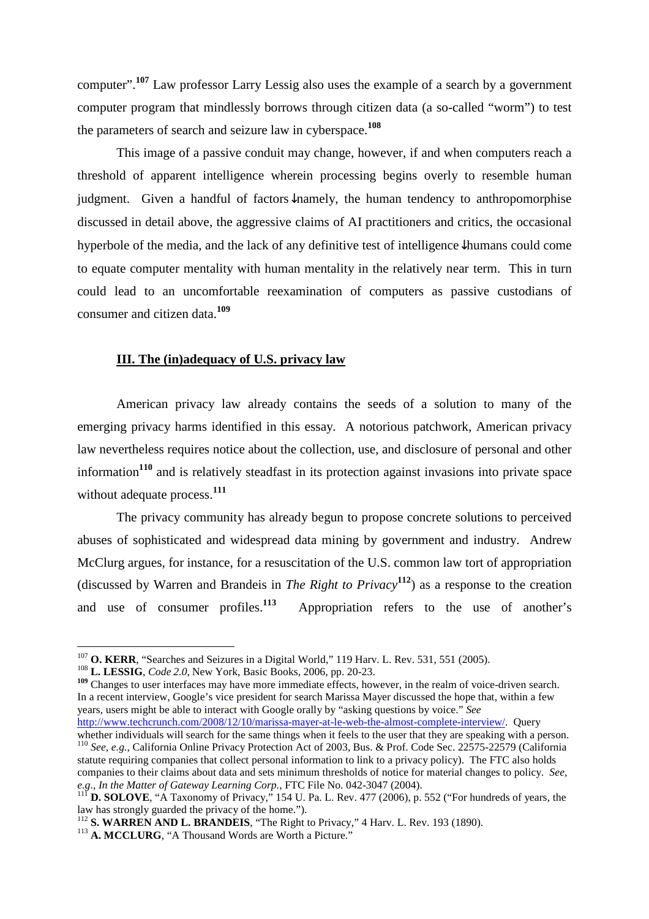computer".[107] Law professor Larry Lessig also uses the example of a search by a government computer program that mindlessly borrows through citizen data (a so-called "worm") to test the parameters of search and seizure law in cyberspace.[108]

This image of a passive conduit may change, however, if and when computers reach a threshold of apparent intelligence wherein processing begins overly to resemble human judgment. Given a handful of factors↓namely, the human tendency to anthropomorphise discussed in detail above, the aggressive claims of AI practitioners and critics, the occasional hyperbole of the media, and the lack of any definitive test of intelligence↓humans could come to equate computer mentality with human mentality in the relatively near term. This in turn could lead to an uncomfortable reexamination of computers as passive custodians of consumer and citizen data.[109]

## III. The (in)adequacy of U.S. privacy law

American privacy law already contains the seeds of a solution to many of the emerging privacy harms identified in this essay. A notorious patchwork, American privacy law nevertheless requires notice about the collection, use, and disclosure of personal and other information[110] and is relatively steadfast in its protection against invasions into private space without adequate process.[111]

The privacy community has already begun to propose concrete solutions to perceived abuses of sophisticated and widespread data mining by government and industry. Andrew McClurg argues, for instance, for a resuscitation of the U.S. common law tort of appropriation (discussed by Warren and Brandeis in *The Right to Privacy*[112]) as a response to the creation and use of consumer profiles.[113] Appropriation refers to the use of another's

---

[107] **O. KERR**, "Searches and Seizures in a Digital World," 119 Harv. L. Rev. 531, 551 (2005).

[108] **L. LESSIG**, *Code 2.0*, New York, Basic Books, 2006, pp. 20-23.

[109] Changes to user interfaces may have more immediate effects, however, in the realm of voice-driven search. In a recent interview, Google's vice president for search Marissa Mayer discussed the hope that, within a few years, users might be able to interact with Google orally by "asking questions by voice." *See* http://www.techcrunch.com/2008/12/10/marissa-mayer-at-le-web-the-almost-complete-interview/. Query whether individuals will search for the same things when it feels to the user that they are speaking with a person.

[110] *See, e.g.*, California Online Privacy Protection Act of 2003, Bus. & Prof. Code Sec. 22575-22579 (California statute requiring companies that collect personal information to link to a privacy policy). The FTC also holds companies to their claims about data and sets minimum thresholds of notice for material changes to policy. *See, e.g.*, *In the Matter of Gateway Learning Corp.*, FTC File No. 042-3047 (2004).

[111] **D. SOLOVE**, "A Taxonomy of Privacy," 154 U. Pa. L. Rev. 477 (2006), p. 552 ("For hundreds of years, the law has strongly guarded the privacy of the home.").

[112] **S. WARREN AND L. BRANDEIS**, "The Right to Privacy," 4 Harv. L. Rev. 193 (1890).

[113] **A. MCCLURG**, "A Thousand Words are Worth a Picture."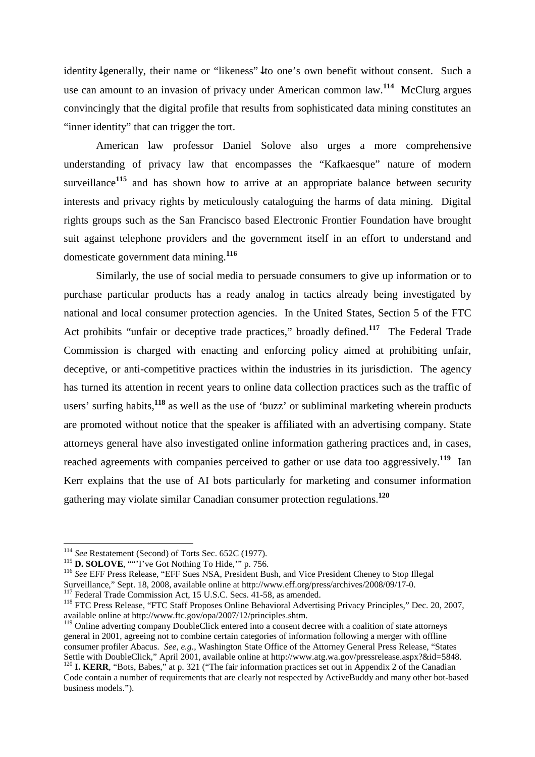identity↓generally, their name or "likeness"↓to one's own benefit without consent. Such a use can amount to an invasion of privacy under American common law.[114] McClurg argues convincingly that the digital profile that results from sophisticated data mining constitutes an "inner identity" that can trigger the tort.

American law professor Daniel Solove also urges a more comprehensive understanding of privacy law that encompasses the "Kafkaesque" nature of modern surveillance[115] and has shown how to arrive at an appropriate balance between security interests and privacy rights by meticulously cataloguing the harms of data mining. Digital rights groups such as the San Francisco based Electronic Frontier Foundation have brought suit against telephone providers and the government itself in an effort to understand and domesticate government data mining.[116]

Similarly, the use of social media to persuade consumers to give up information or to purchase particular products has a ready analog in tactics already being investigated by national and local consumer protection agencies. In the United States, Section 5 of the FTC Act prohibits "unfair or deceptive trade practices," broadly defined.[117] The Federal Trade Commission is charged with enacting and enforcing policy aimed at prohibiting unfair, deceptive, or anti-competitive practices within the industries in its jurisdiction. The agency has turned its attention in recent years to online data collection practices such as the traffic of users' surfing habits,[118] as well as the use of 'buzz' or subliminal marketing wherein products are promoted without notice that the speaker is affiliated with an advertising company. State attorneys general have also investigated online information gathering practices and, in cases, reached agreements with companies perceived to gather or use data too aggressively.[119] Ian Kerr explains that the use of AI bots particularly for marketing and consumer information gathering may violate similar Canadian consumer protection regulations.[120]

---

[114] *See* Restatement (Second) of Torts Sec. 652C (1977).

[115] **D. SOLOVE**, ""'I've Got Nothing To Hide,'" p. 756.

[116] *See* EFF Press Release, "EFF Sues NSA, President Bush, and Vice President Cheney to Stop Illegal Surveillance," Sept. 18, 2008, available online at http://www.eff.org/press/archives/2008/09/17-0.

[117] Federal Trade Commission Act, 15 U.S.C. Secs. 41-58, as amended.

[118] FTC Press Release, "FTC Staff Proposes Online Behavioral Advertising Privacy Principles," Dec. 20, 2007, available online at http://www.ftc.gov/opa/2007/12/principles.shtm.

[119] Online adverting company DoubleClick entered into a consent decree with a coalition of state attorneys general in 2001, agreeing not to combine certain categories of information following a merger with offline consumer profiler Abacus. *See, e.g.*, Washington State Office of the Attorney General Press Release, "States Settle with DoubleClick," April 2001, available online at http://www.atg.wa.gov/pressrelease.aspx?&id=5848.

[120] **I. KERR**, "Bots, Babes," at p. 321 ("The fair information practices set out in Appendix 2 of the Canadian Code contain a number of requirements that are clearly not respected by ActiveBuddy and many other bot-based business models.").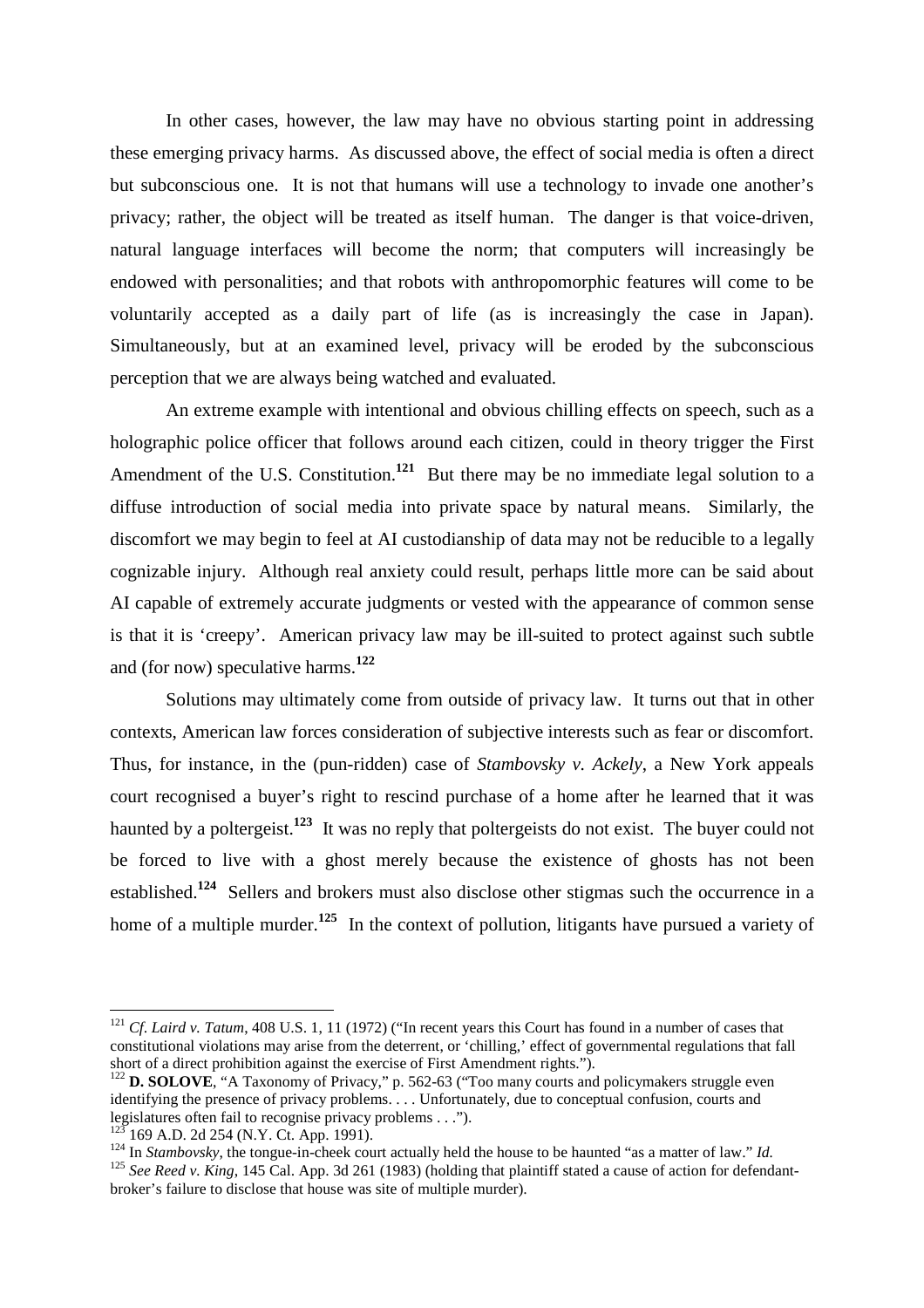In other cases, however, the law may have no obvious starting point in addressing these emerging privacy harms. As discussed above, the effect of social media is often a direct but subconscious one. It is not that humans will use a technology to invade one another's privacy; rather, the object will be treated as itself human. The danger is that voice-driven, natural language interfaces will become the norm; that computers will increasingly be endowed with personalities; and that robots with anthropomorphic features will come to be voluntarily accepted as a daily part of life (as is increasingly the case in Japan). Simultaneously, but at an examined level, privacy will be eroded by the subconscious perception that we are always being watched and evaluated.

An extreme example with intentional and obvious chilling effects on speech, such as a holographic police officer that follows around each citizen, could in theory trigger the First Amendment of the U.S. Constitution.[121] But there may be no immediate legal solution to a diffuse introduction of social media into private space by natural means. Similarly, the discomfort we may begin to feel at AI custodianship of data may not be reducible to a legally cognizable injury. Although real anxiety could result, perhaps little more can be said about AI capable of extremely accurate judgments or vested with the appearance of common sense is that it is 'creepy'. American privacy law may be ill-suited to protect against such subtle and (for now) speculative harms.[122]

Solutions may ultimately come from outside of privacy law. It turns out that in other contexts, American law forces consideration of subjective interests such as fear or discomfort. Thus, for instance, in the (pun-ridden) case of *Stambovsky v. Ackely*, a New York appeals court recognised a buyer's right to rescind purchase of a home after he learned that it was haunted by a poltergeist.[123] It was no reply that poltergeists do not exist. The buyer could not be forced to live with a ghost merely because the existence of ghosts has not been established.[124] Sellers and brokers must also disclose other stigmas such the occurrence in a home of a multiple murder.[125] In the context of pollution, litigants have pursued a variety of

---

[121] *Cf. Laird v. Tatum*, 408 U.S. 1, 11 (1972) ("In recent years this Court has found in a number of cases that constitutional violations may arise from the deterrent, or 'chilling,' effect of governmental regulations that fall short of a direct prohibition against the exercise of First Amendment rights.").

[122] **D. SOLOVE**, "A Taxonomy of Privacy," p. 562-63 ("Too many courts and policymakers struggle even identifying the presence of privacy problems. . . . Unfortunately, due to conceptual confusion, courts and legislatures often fail to recognise privacy problems . . .").

[123] 169 A.D. 2d 254 (N.Y. Ct. App. 1991).

[124] In *Stambovsky*, the tongue-in-cheek court actually held the house to be haunted "as a matter of law." *Id.*

[125] *See Reed v. King*, 145 Cal. App. 3d 261 (1983) (holding that plaintiff stated a cause of action for defendant-broker's failure to disclose that house was site of multiple murder).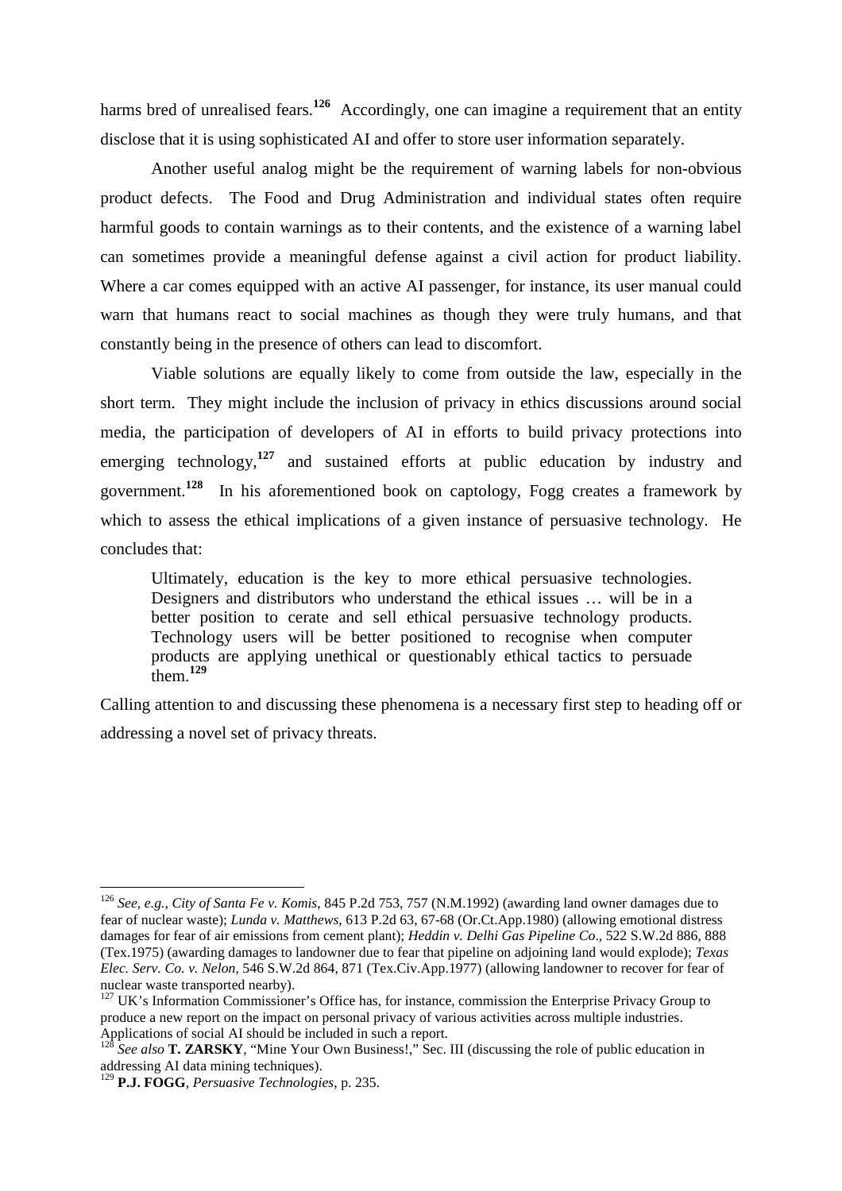harms bred of unrealised fears.[126] Accordingly, one can imagine a requirement that an entity disclose that it is using sophisticated AI and offer to store user information separately.

Another useful analog might be the requirement of warning labels for non-obvious product defects. The Food and Drug Administration and individual states often require harmful goods to contain warnings as to their contents, and the existence of a warning label can sometimes provide a meaningful defense against a civil action for product liability. Where a car comes equipped with an active AI passenger, for instance, its user manual could warn that humans react to social machines as though they were truly humans, and that constantly being in the presence of others can lead to discomfort.

Viable solutions are equally likely to come from outside the law, especially in the short term. They might include the inclusion of privacy in ethics discussions around social media, the participation of developers of AI in efforts to build privacy protections into emerging technology,[127] and sustained efforts at public education by industry and government.[128] In his aforementioned book on captology, Fogg creates a framework by which to assess the ethical implications of a given instance of persuasive technology. He concludes that:

> Ultimately, education is the key to more ethical persuasive technologies. Designers and distributors who understand the ethical issues … will be in a better position to cerate and sell ethical persuasive technology products. Technology users will be better positioned to recognise when computer products are applying unethical or questionably ethical tactics to persuade them.[129]

Calling attention to and discussing these phenomena is a necessary first step to heading off or addressing a novel set of privacy threats.

---

[126] *See, e.g.*, *City of Santa Fe v. Komis*, 845 P.2d 753, 757 (N.M.1992) (awarding land owner damages due to fear of nuclear waste); *Lunda v. Matthews*, 613 P.2d 63, 67-68 (Or.Ct.App.1980) (allowing emotional distress damages for fear of air emissions from cement plant); *Heddin v. Delhi Gas Pipeline Co*., 522 S.W.2d 886, 888 (Tex.1975) (awarding damages to landowner due to fear that pipeline on adjoining land would explode); *Texas Elec. Serv. Co. v. Nelon*, 546 S.W.2d 864, 871 (Tex.Civ.App.1977) (allowing landowner to recover for fear of nuclear waste transported nearby).

[127] UK's Information Commissioner's Office has, for instance, commission the Enterprise Privacy Group to produce a new report on the impact on personal privacy of various activities across multiple industries. Applications of social AI should be included in such a report.

[128] *See also* **T. ZARSKY**, "Mine Your Own Business!," Sec. III (discussing the role of public education in addressing AI data mining techniques).

[129] **P.J. FOGG**, *Persuasive Technologies*, p. 235.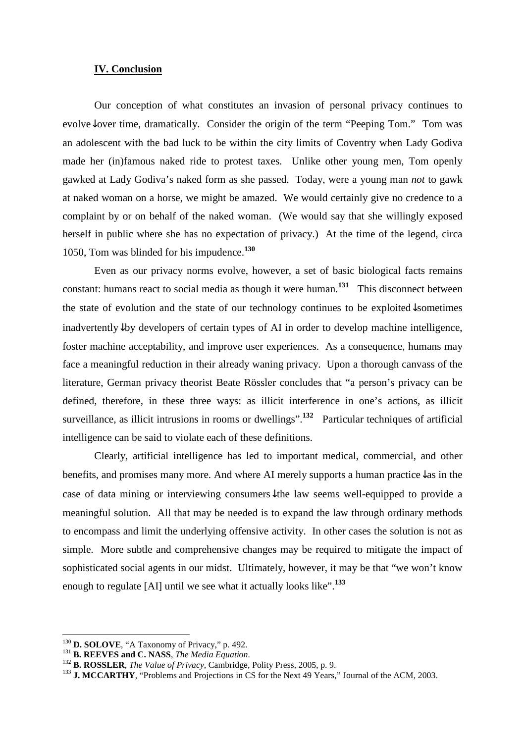## IV. Conclusion

Our conception of what constitutes an invasion of personal privacy continues to evolve↓over time, dramatically. Consider the origin of the term "Peeping Tom." Tom was an adolescent with the bad luck to be within the city limits of Coventry when Lady Godiva made her (in)famous naked ride to protest taxes. Unlike other young men, Tom openly gawked at Lady Godiva's naked form as she passed. Today, were a young man *not* to gawk at naked woman on a horse, we might be amazed. We would certainly give no credence to a complaint by or on behalf of the naked woman. (We would say that she willingly exposed herself in public where she has no expectation of privacy.) At the time of the legend, circa 1050, Tom was blinded for his impudence.[130]

Even as our privacy norms evolve, however, a set of basic biological facts remains constant: humans react to social media as though it were human.[131] This disconnect between the state of evolution and the state of our technology continues to be exploited↓sometimes inadvertently↓by developers of certain types of AI in order to develop machine intelligence, foster machine acceptability, and improve user experiences. As a consequence, humans may face a meaningful reduction in their already waning privacy. Upon a thorough canvass of the literature, German privacy theorist Beate Rössler concludes that "a person's privacy can be defined, therefore, in these three ways: as illicit interference in one's actions, as illicit surveillance, as illicit intrusions in rooms or dwellings".[132] Particular techniques of artificial intelligence can be said to violate each of these definitions.

Clearly, artificial intelligence has led to important medical, commercial, and other benefits, and promises many more. And where AI merely supports a human practice↓as in the case of data mining or interviewing consumers↓the law seems well-equipped to provide a meaningful solution. All that may be needed is to expand the law through ordinary methods to encompass and limit the underlying offensive activity. In other cases the solution is not as simple. More subtle and comprehensive changes may be required to mitigate the impact of sophisticated social agents in our midst. Ultimately, however, it may be that "we won't know enough to regulate [AI] until we see what it actually looks like".[133]

---

[130] **D. SOLOVE**, "A Taxonomy of Privacy," p. 492.

[131] **B. REEVES and C. NASS**, *The Media Equation*.

[132] **B. ROSSLER**, *The Value of Privacy*, Cambridge, Polity Press, 2005, p. 9.

[133] **J. MCCARTHY**, "Problems and Projections in CS for the Next 49 Years," Journal of the ACM, 2003.